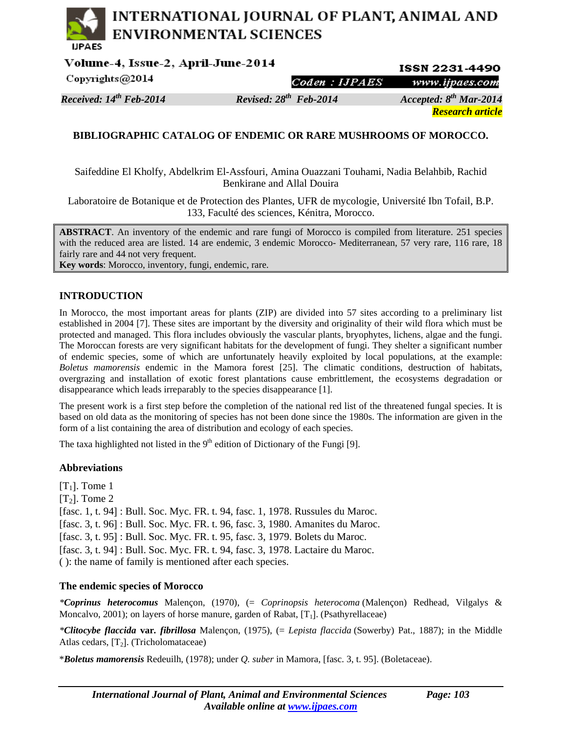Received: 14th Feb-2014 Revised: 28th Feb-2014 Accepted: 8th Mar-2014

**Research article**

# BIBLIOGRAPHIC CATALOG OF ENDEMIC OR RARE MUSHROOMS OF MOROCCO.

Saifeddine El Kholfy, Abdelkrim El-Assfouri, Amina Ouazzani Touhami, Nadia Belahbib, Rachid Benkirane and Allal Douira

Laboratoire de Botanique et de Protection des Plantes, UFR de mycologie, Université Ibn Tofail, B.P. 133, Faculté des sciences, Kénitra, Morocco.

**ABSTRACT**. An inventory of the endemic and rare fungi of Morocco is compiled from literature. 251 species with the reduced area are listed. 14 are endemic, 3 endemic Morocco- Mediterranean, 57 very rare, 116 rare, 18 fairly rare and 44 not very frequent.

**Key words**: Morocco, inventory, fungi, endemic, rare.

## INTRODUCTION

In Morocco, the most important areas for plants (ZIP) are divided into 57 sites according to a preliminary list established in 2004 [7]. These sites are important by the diversity and originality of their wild flora which must be protected and managed. This flora includes obviously the vascular plants, bryophytes, lichens, algae and the fungi. The Moroccan forests are very significant habitats for the development of fungi. They shelter a significant number of endemic species, some of which are unfortunately heavily exploited by local populations, at the example: *Boletus mamorensis* endemic in the Mamora forest [25]. The climatic conditions, destruction of habitats, overgrazing and installation of exotic forest plantations cause embrittlement, the ecosystems degradation or disappearance which leads irreparably to the species disappearance [1].

The present work is a first step before the completion of the national red list of the threatened fungal species. It is based on old data as the monitoring of species has not been done since the 1980s. The information are given in the form of a list containing the area of distribution and ecology of each species.

The taxa highlighted not listed in the 9th edition of Dictionary of the Fungi [9].

### Abbreviations

[$T_1$]. Tome 1
[$T_2$]. Tome 2
[fasc. 1, t. 94] : Bull. Soc. Myc. FR. t. 94, fasc. 1, 1978. Russules du Maroc.
[fasc. 3, t. 96] : Bull. Soc. Myc. FR. t. 96, fasc. 3, 1980. Amanites du Maroc.
[fasc. 3, t. 95] : Bull. Soc. Myc. FR. t. 95, fasc. 3, 1979. Bolets du Maroc.
[fasc. 3, t. 94] : Bull. Soc. Myc. FR. t. 94, fasc. 3, 1978. Lactaire du Maroc.
( ): the name of family is mentioned after each species.

### The endemic species of Morocco

**\*Coprinus heterocomus** Malençon, (1970), (= *Coprinopsis heterocoma* (Malençon) Redhead, Vilgalys & Moncalvo, 2001); on layers of horse manure, garden of Rabat, [$T_1$]. (Psathyrellaceae)

**\*Clitocybe flaccida var. fibrillosa** Malençon, (1975), (= *Lepista flaccida* (Sowerby) Pat., 1887); in the Middle Atlas cedars, [$T_2$]. (Tricholomataceae)

\***Boletus mamorensis** Redeuilh, (1978); under *Q. suber* in Mamora, [fasc. 3, t. 95]. (Boletaceae).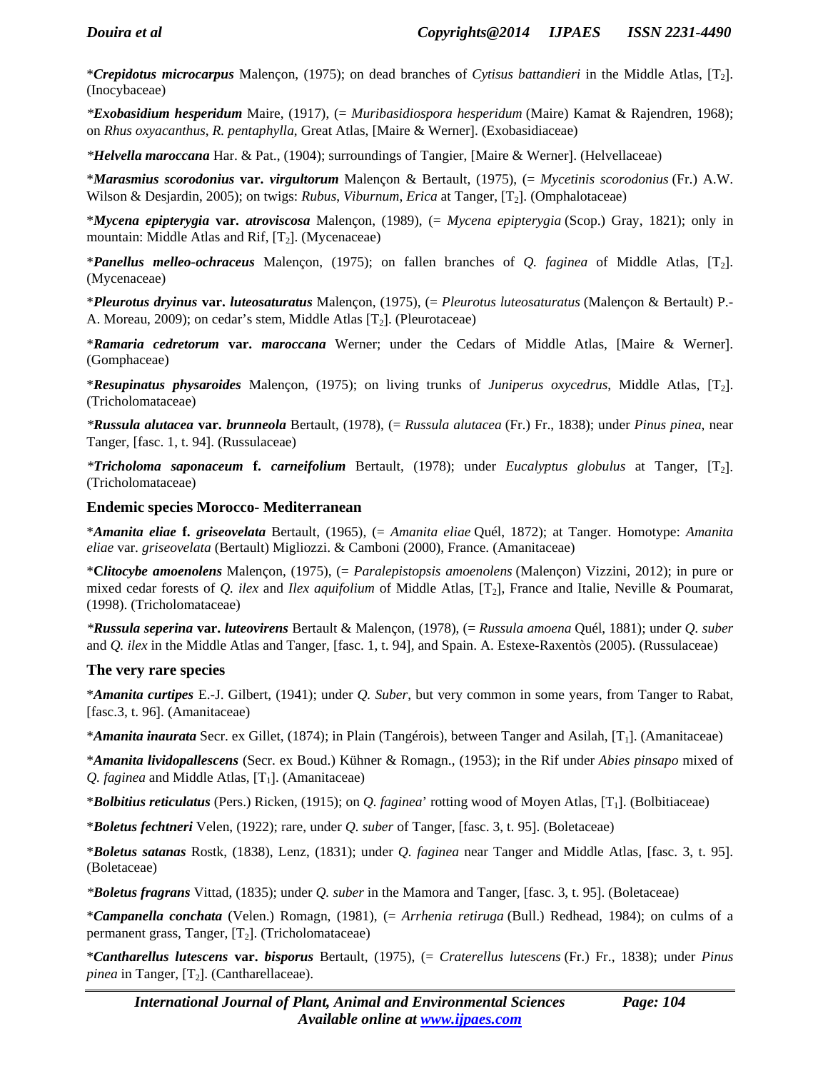\****Crepidotus microcarpus*** Malençon, (1975); on dead branches of *Cytisus battandieri* in the Middle Atlas, [$T_2$]. (Inocybaceae)

\****Exobasidium hesperidum*** Maire, (1917), (= *Muribasidiospora hesperidum* (Maire) Kamat & Rajendren, 1968); on *Rhus oxyacanthus*, *R. pentaphylla*, Great Atlas, [Maire & Werner]. (Exobasidiaceae)

\****Helvella maroccana*** Har. & Pat., (1904); surroundings of Tangier, [Maire & Werner]. (Helvellaceae)

\****Marasmius scorodonius*** **var.** ***virgultorum*** Malençon & Bertault, (1975), (= *Mycetinis scorodonius* (Fr.) A.W. Wilson & Desjardin, 2005); on twigs: *Rubus*, *Viburnum*, *Erica* at Tanger, [$T_2$]. (Omphalotaceae)

\****Mycena epipterygia*** **var.** ***atroviscosa*** Malençon, (1989), (= *Mycena epipterygia* (Scop.) Gray, 1821); only in mountain: Middle Atlas and Rif, [$T_2$]. (Mycenaceae)

\****Panellus melleo-ochraceus*** Malençon, (1975); on fallen branches of *Q. faginea* of Middle Atlas, [$T_2$]. (Mycenaceae)

\****Pleurotus dryinus*** **var.** ***luteosaturatus*** Malençon, (1975), (= *Pleurotus luteosaturatus* (Malençon & Bertault) P.-A. Moreau, 2009); on cedar's stem, Middle Atlas [$T_2$]. (Pleurotaceae)

\****Ramaria cedretorum*** **var.** ***maroccana*** Werner; under the Cedars of Middle Atlas, [Maire & Werner]. (Gomphaceae)

\****Resupinatus physaroides*** Malençon, (1975); on living trunks of *Juniperus oxycedrus*, Middle Atlas, [$T_2$]. (Tricholomataceae)

\****Russula alutacea*** **var.** ***brunneola*** Bertault, (1978), (= *Russula alutacea* (Fr.) Fr., 1838); under *Pinus pinea*, near Tanger, [fasc. 1, t. 94]. (Russulaceae)

\****Tricholoma saponaceum*** **f.** ***carneifolium*** Bertault, (1978); under *Eucalyptus globulus* at Tanger, [$T_2$]. (Tricholomataceae)

### Endemic species Morocco- Mediterranean

\****Amanita eliae*** **f.** ***griseovelata*** Bertault, (1965), (= *Amanita eliae* Quél, 1872); at Tanger. Homotype: *Amanita eliae* var. *griseovelata* (Bertault) Migliozzi. & Camboni (2000), France. (Amanitaceae)

\****Clitocybe amoenolens*** Malençon, (1975), (= *Paralepistopsis amoenolens* (Malençon) Vizzini, 2012); in pure or mixed cedar forests of *Q. ilex* and *Ilex aquifolium* of Middle Atlas, [$T_2$], France and Italie, Neville & Poumarat, (1998). (Tricholomataceae)

\****Russula seperina*** **var.** ***luteovirens*** Bertault & Malençon, (1978), (= *Russula amoena* Quél, 1881); under *Q. suber* and *Q. ilex* in the Middle Atlas and Tanger, [fasc. 1, t. 94], and Spain. A. Estexe-Raxentòs (2005). (Russulaceae)

### The very rare species

\****Amanita curtipes*** E.-J. Gilbert, (1941); under *Q. Suber*, but very common in some years, from Tanger to Rabat, [fasc.3, t. 96]. (Amanitaceae)

\****Amanita inaurata*** Secr. ex Gillet, (1874); in Plain (Tangérois), between Tanger and Asilah, [$T_1$]. (Amanitaceae)

\****Amanita lividopallescens*** (Secr. ex Boud.) Kühner & Romagn., (1953); in the Rif under *Abies pinsapo* mixed of *Q. faginea* and Middle Atlas, [$T_1$]. (Amanitaceae)

\****Bolbitius reticulatus*** (Pers.) Ricken, (1915); on *Q. faginea*' rotting wood of Moyen Atlas, [$T_1$]. (Bolbitiaceae)

\****Boletus fechtneri*** Velen, (1922); rare, under *Q. suber* of Tanger, [fasc. 3, t. 95]. (Boletaceae)

\****Boletus satanas*** Rostk, (1838), Lenz, (1831); under *Q. faginea* near Tanger and Middle Atlas, [fasc. 3, t. 95]. (Boletaceae)

\****Boletus fragrans*** Vittad, (1835); under *Q. suber* in the Mamora and Tanger, [fasc. 3, t. 95]. (Boletaceae)

\****Campanella conchata*** (Velen.) Romagn, (1981), (= *Arrhenia retiruga* (Bull.) Redhead, 1984); on culms of a permanent grass, Tanger, [$T_2$]. (Tricholomataceae)

\****Cantharellus lutescens*** **var.** ***bisporus*** Bertault, (1975), (= *Craterellus lutescens* (Fr.) Fr., 1838); under *Pinus pinea* in Tanger, [$T_2$]. (Cantharellaceae).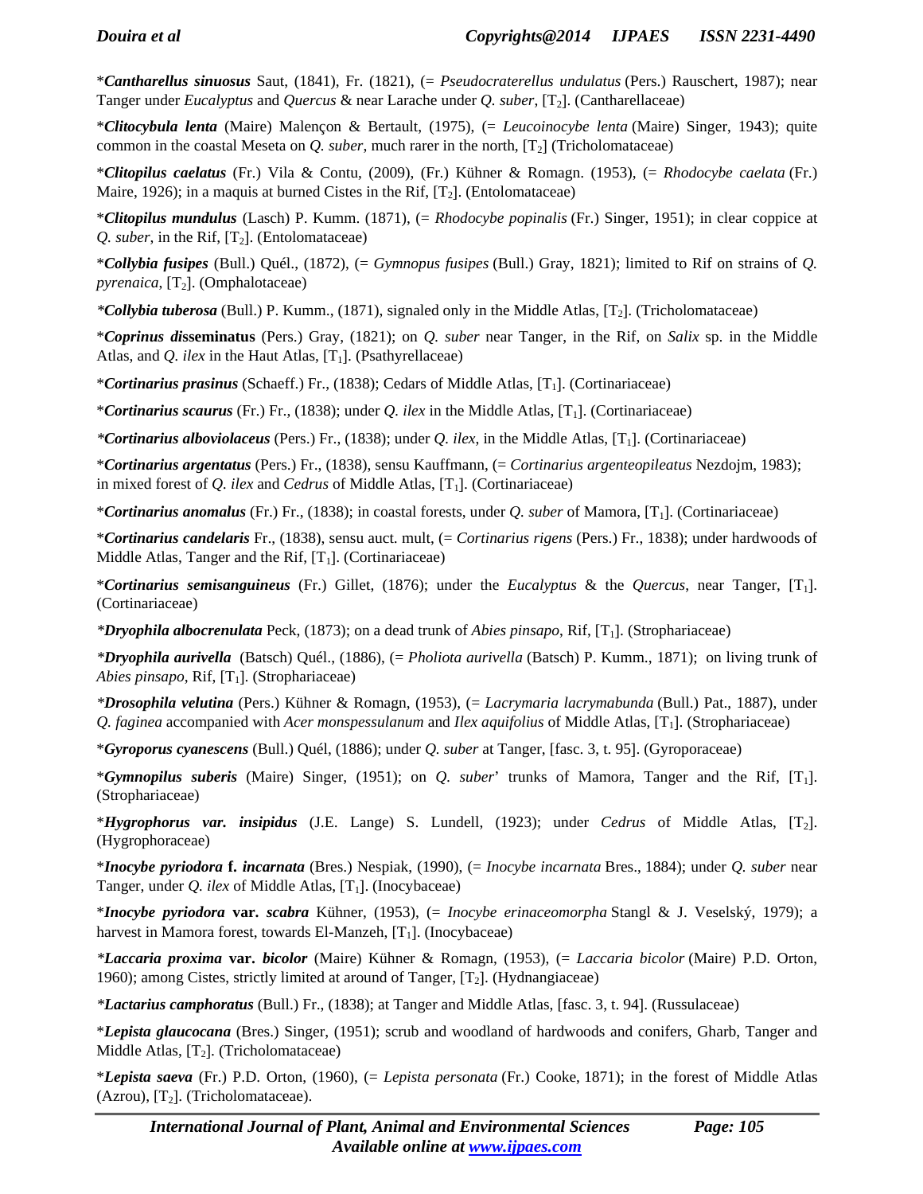**Cantharellus sinuosus* Saut, (1841), Fr. (1821), (= *Pseudocraterellus undulatus* (Pers.) Rauschert, 1987); near Tanger under *Eucalyptus* and *Quercus* & near Larache under *Q. suber*, [$T_2$]. (Cantharellaceae)

**Clitocybula lenta* (Maire) Malençon & Bertault, (1975), (= *Leucoinocybe lenta* (Maire) Singer, 1943); quite common in the coastal Meseta on *Q. suber*, much rarer in the north, [$T_2$] (Tricholomataceae)

**Clitopilus caelatus* (Fr.) Vila & Contu, (2009), (Fr.) Kühner & Romagn. (1953), (= *Rhodocybe caelata* (Fr.) Maire, 1926); in a maquis at burned Cistes in the Rif, [$T_2$]. (Entolomataceae)

**Clitopilus mundulus* (Lasch) P. Kumm. (1871), (= *Rhodocybe popinalis* (Fr.) Singer, 1951); in clear coppice at *Q. suber*, in the Rif, [$T_2$]. (Entolomataceae)

**Collybia fusipes* (Bull.) Quél., (1872), (= *Gymnopus fusipes* (Bull.) Gray, 1821); limited to Rif on strains of *Q. pyrenaica*, [$T_2$]. (Omphalotaceae)

**Collybia tuberosa* (Bull.) P. Kumm., (1871), signaled only in the Middle Atlas, [$T_2$]. (Tricholomataceae)

**Coprinus d*isseminatus** (Pers.) Gray, (1821); on *Q. suber* near Tanger, in the Rif, on *Salix* sp. in the Middle Atlas, and *Q. ilex* in the Haut Atlas, [$T_1$]. (Psathyrellaceae)

**Cortinarius prasinus* (Schaeff.) Fr., (1838); Cedars of Middle Atlas, [$T_1$]. (Cortinariaceae)

**Cortinarius scaurus* (Fr.) Fr., (1838); under *Q. ilex* in the Middle Atlas, [$T_1$]. (Cortinariaceae)

**Cortinarius alboviolaceus* (Pers.) Fr., (1838); under *Q. ilex*, in the Middle Atlas, [$T_1$]. (Cortinariaceae)

**Cortinarius argentatus* (Pers.) Fr., (1838), sensu Kauffmann, (= *Cortinarius argenteopileatus* Nezdojm, 1983); in mixed forest of *Q. ilex* and *Cedrus* of Middle Atlas, [$T_1$]. (Cortinariaceae)

**Cortinarius anomalus* (Fr.) Fr., (1838); in coastal forests, under *Q. suber* of Mamora, [$T_1$]. (Cortinariaceae)

**Cortinarius candelaris* Fr., (1838), sensu auct. mult, (= *Cortinarius rigens* (Pers.) Fr., 1838); under hardwoods of Middle Atlas, Tanger and the Rif, [$T_1$]. (Cortinariaceae)

**Cortinarius semisanguineus* (Fr.) Gillet, (1876); under the *Eucalyptus* & the *Quercus*, near Tanger, [$T_1$]. (Cortinariaceae)

**Dryophila albocrenulata* Peck, (1873); on a dead trunk of *Abies pinsapo*, Rif, [$T_1$]. (Strophariaceae)

**Dryophila aurivella* (Batsch) Quél., (1886), (= *Pholiota aurivella* (Batsch) P. Kumm., 1871); on living trunk of *Abies pinsapo*, Rif, [$T_1$]. (Strophariaceae)

**Drosophila velutina* (Pers.) Kühner & Romagn, (1953), (= *Lacrymaria lacrymabunda* (Bull.) Pat., 1887), under *Q. faginea* accompanied with *Acer monspessulanum* and *Ilex aquifolius* of Middle Atlas, [$T_1$]. (Strophariaceae)

**Gyroporus cyanescens* (Bull.) Quél, (1886); under *Q. suber* at Tanger, [fasc. 3, t. 95]. (Gyroporaceae)

**Gymnopilus suberis* (Maire) Singer, (1951); on *Q. suber*' trunks of Mamora, Tanger and the Rif, [$T_1$]. (Strophariaceae)

**Hygrophorus var. insipidus* (J.E. Lange) S. Lundell, (1923); under *Cedrus* of Middle Atlas, [$T_2$]. (Hygrophoraceae)

**Inocybe pyriodora* **f.** *incarnata* (Bres.) Nespiak, (1990), (= *Inocybe incarnata* Bres., 1884); under *Q. suber* near Tanger, under *Q. ilex* of Middle Atlas, [$T_1$]. (Inocybaceae)

**Inocybe pyriodora* **var.** *scabra* Kühner, (1953), (= *Inocybe erinaceomorpha* Stangl & J. Veselský, 1979); a harvest in Mamora forest, towards El-Manzeh, [$T_1$]. (Inocybaceae)

**Laccaria proxima* **var.** *bicolor* (Maire) Kühner & Romagn, (1953), (= *Laccaria bicolor* (Maire) P.D. Orton, 1960); among Cistes, strictly limited at around of Tanger, [$T_2$]. (Hydnangiaceae)

**Lactarius camphoratus* (Bull.) Fr., (1838); at Tanger and Middle Atlas, [fasc. 3, t. 94]. (Russulaceae)

**Lepista glaucocana* (Bres.) Singer, (1951); scrub and woodland of hardwoods and conifers, Gharb, Tanger and Middle Atlas, [$T_2$]. (Tricholomataceae)

**Lepista saeva* (Fr.) P.D. Orton, (1960), (= *Lepista personata* (Fr.) Cooke, 1871); in the forest of Middle Atlas (Azrou), [$T_2$]. (Tricholomataceae).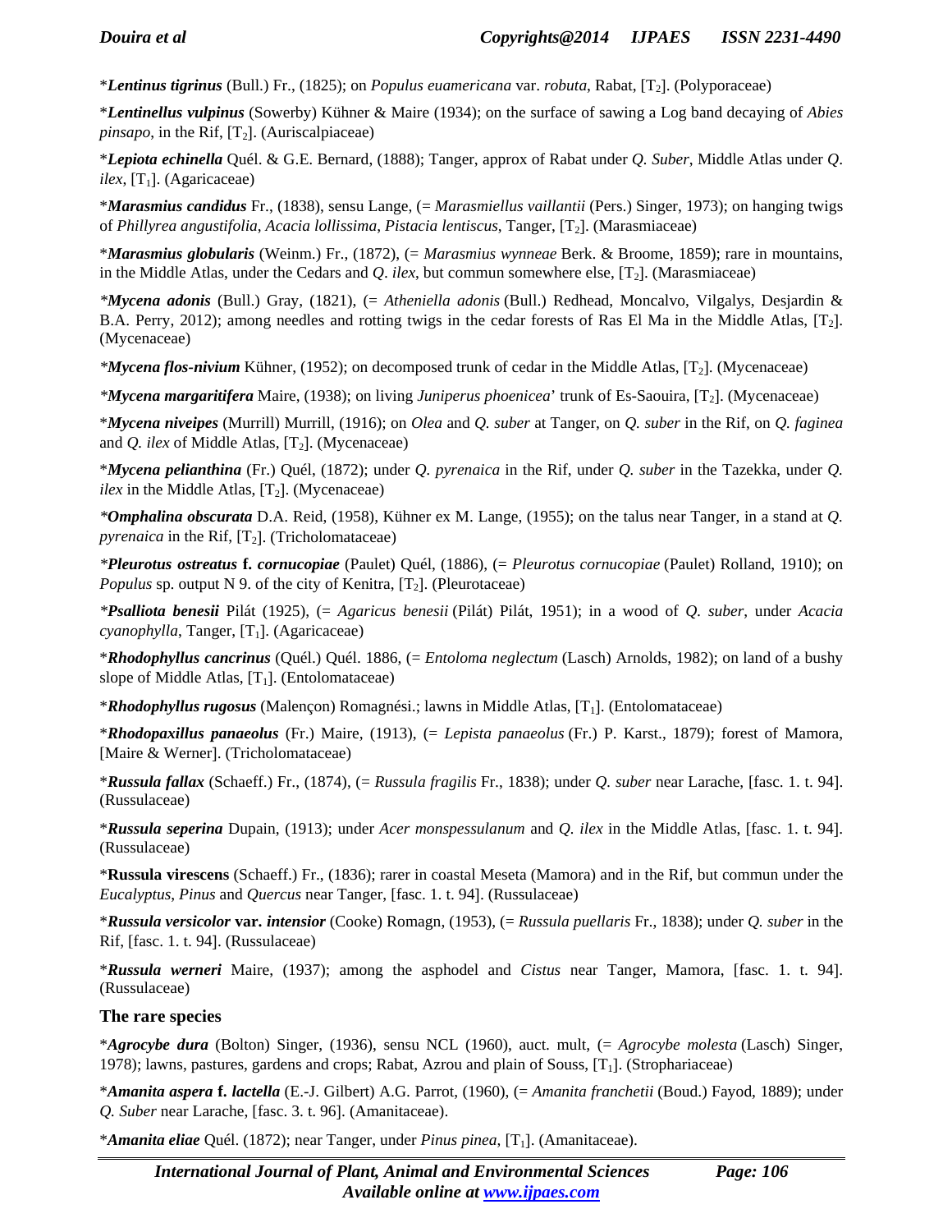\****Lentinus tigrinus*** (Bull.) Fr., (1825); on *Populus euamericana* var. *robuta*, Rabat, [$T_2$]. (Polyporaceae)

\****Lentinellus vulpinus*** (Sowerby) Kühner & Maire (1934); on the surface of sawing a Log band decaying of *Abies pinsapo*, in the Rif, [$T_2$]. (Auriscalpiaceae)

\****Lepiota echinella*** Quél. & G.E. Bernard, (1888); Tanger, approx of Rabat under *Q. Suber*, Middle Atlas under *Q. ilex*, [$T_1$]. (Agaricaceae)

\****Marasmius candidus*** Fr., (1838), sensu Lange, (= *Marasmiellus vaillantii* (Pers.) Singer, 1973); on hanging twigs of *Phillyrea angustifolia*, *Acacia lollissima*, *Pistacia lentiscus*, Tanger, [$T_2$]. (Marasmiaceae)

\****Marasmius globularis*** (Weinm.) Fr., (1872), (= *Marasmius wynneae* Berk. & Broome, 1859); rare in mountains, in the Middle Atlas, under the Cedars and *Q. ilex*, but commun somewhere else, [$T_2$]. (Marasmiaceae)

\****Mycena adonis*** (Bull.) Gray, (1821), (= *Atheniella adonis* (Bull.) Redhead, Moncalvo, Vilgalys, Desjardin & B.A. Perry, 2012); among needles and rotting twigs in the cedar forests of Ras El Ma in the Middle Atlas, [$T_2$]. (Mycenaceae)

\****Mycena flos-nivium*** Kühner, (1952); on decomposed trunk of cedar in the Middle Atlas, [$T_2$]. (Mycenaceae)

\****Mycena margaritifera*** Maire, (1938); on living *Juniperus phoenicea*' trunk of Es-Saouira, [$T_2$]. (Mycenaceae)

\****Mycena niveipes*** (Murrill) Murrill, (1916); on *Olea* and *Q. suber* at Tanger, on *Q. suber* in the Rif, on *Q. faginea* and *Q. ilex* of Middle Atlas, [$T_2$]. (Mycenaceae)

\****Mycena pelianthina*** (Fr.) Quél, (1872); under *Q. pyrenaica* in the Rif, under *Q. suber* in the Tazekka, under *Q. ilex* in the Middle Atlas, [$T_2$]. (Mycenaceae)

\****Omphalina obscurata*** D.A. Reid, (1958), Kühner ex M. Lange, (1955); on the talus near Tanger, in a stand at *Q. pyrenaica* in the Rif, [$T_2$]. (Tricholomataceae)

\****Pleurotus ostreatus* f. *cornucopiae*** (Paulet) Quél, (1886), (= *Pleurotus cornucopiae* (Paulet) Rolland, 1910); on *Populus* sp. output N 9. of the city of Kenitra, [$T_2$]. (Pleurotaceae)

\****Psalliota benesii*** Pilát (1925), (= *Agaricus benesii* (Pilát) Pilát, 1951); in a wood of *Q. suber*, under *Acacia cyanophylla*, Tanger, [$T_1$]. (Agaricaceae)

\****Rhodophyllus cancrinus*** (Quél.) Quél. 1886, (= *Entoloma neglectum* (Lasch) Arnolds, 1982); on land of a bushy slope of Middle Atlas, [$T_1$]. (Entolomataceae)

\****Rhodophyllus rugosus*** (Malençon) Romagnési.; lawns in Middle Atlas, [$T_1$]. (Entolomataceae)

\****Rhodopaxillus panaeolus*** (Fr.) Maire, (1913), (= *Lepista panaeolus* (Fr.) P. Karst., 1879); forest of Mamora, [Maire & Werner]. (Tricholomataceae)

\****Russula fallax*** (Schaeff.) Fr., (1874), (= *Russula fragilis* Fr., 1838); under *Q. suber* near Larache, [fasc. 1. t. 94]. (Russulaceae)

\****Russula seperina*** Dupain, (1913); under *Acer monspessulanum* and *Q. ilex* in the Middle Atlas, [fasc. 1. t. 94]. (Russulaceae)

\***Russula virescens** (Schaeff.) Fr., (1836); rarer in coastal Meseta (Mamora) and in the Rif, but commun under the *Eucalyptus*, *Pinus* and *Quercus* near Tanger, [fasc. 1. t. 94]. (Russulaceae)

\****Russula versicolor* var. *intensior*** (Cooke) Romagn, (1953), (= *Russula puellaris* Fr., 1838); under *Q. suber* in the Rif, [fasc. 1. t. 94]. (Russulaceae)

\****Russula werneri*** Maire, (1937); among the asphodel and *Cistus* near Tanger, Mamora, [fasc. 1. t. 94]. (Russulaceae)

## The rare species

\****Agrocybe dura*** (Bolton) Singer, (1936), sensu NCL (1960), auct. mult, (= *Agrocybe molesta* (Lasch) Singer, 1978); lawns, pastures, gardens and crops; Rabat, Azrou and plain of Souss, [$T_1$]. (Strophariaceae)

\****Amanita aspera* f. *lactella*** (E.-J. Gilbert) A.G. Parrot, (1960), (= *Amanita franchetii* (Boud.) Fayod, 1889); under *Q. Suber* near Larache, [fasc. 3. t. 96]. (Amanitaceae).

\****Amanita eliae*** Quél. (1872); near Tanger, under *Pinus pinea*, [$T_1$]. (Amanitaceae).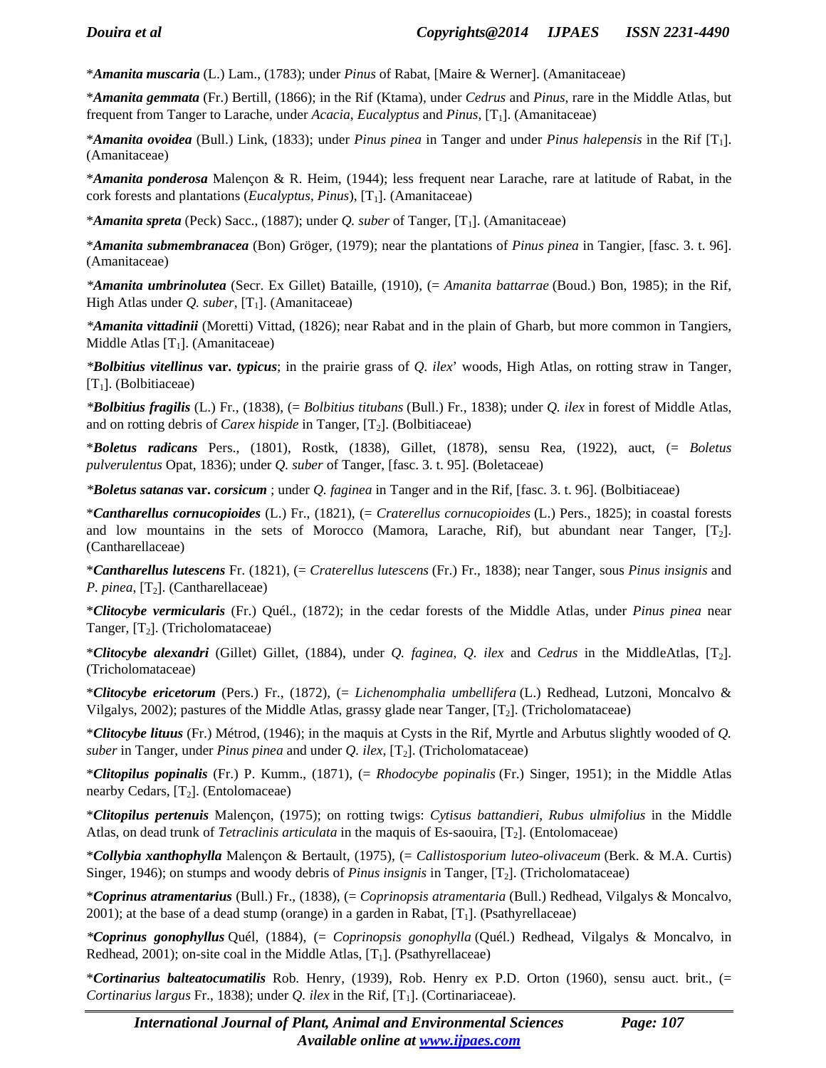*Amanita muscaria* (L.) Lam., (1783); under *Pinus* of Rabat, [Maire & Werner]. (Amanitaceae)

**Amanita gemmata* (Fr.) Bertill, (1866); in the Rif (Ktama), under *Cedrus* and *Pinus*, rare in the Middle Atlas, but frequent from Tanger to Larache, under *Acacia*, *Eucalyptus* and *Pinus*, [$T_1$]. (Amanitaceae)

**Amanita ovoidea* (Bull.) Link, (1833); under *Pinus pinea* in Tanger and under *Pinus halepensis* in the Rif [$T_1$]. (Amanitaceae)

**Amanita ponderosa* Malençon & R. Heim, (1944); less frequent near Larache, rare at latitude of Rabat, in the cork forests and plantations (*Eucalyptus*, *Pinus*), [$T_1$]. (Amanitaceae)

**Amanita spreta* (Peck) Sacc., (1887); under *Q. suber* of Tanger, [$T_1$]. (Amanitaceae)

**Amanita submembranacea* (Bon) Gröger, (1979); near the plantations of *Pinus pinea* in Tangier, [fasc. 3. t. 96]. (Amanitaceae)

**Amanita umbrinolutea* (Secr. Ex Gillet) Bataille, (1910), (= *Amanita battarrae* (Boud.) Bon, 1985); in the Rif, High Atlas under *Q. suber*, [$T_1$]. (Amanitaceae)

**Amanita vittadinii* (Moretti) Vittad, (1826); near Rabat and in the plain of Gharb, but more common in Tangiers, Middle Atlas [$T_1$]. (Amanitaceae)

**Bolbitius vitellinus* **var.** ***typicus***; in the prairie grass of *Q. ilex*' woods, High Atlas, on rotting straw in Tanger, [$T_1$]. (Bolbitiaceae)

**Bolbitius fragilis* (L.) Fr., (1838), (= *Bolbitius titubans* (Bull.) Fr., 1838); under *Q. ilex* in forest of Middle Atlas, and on rotting debris of *Carex hispide* in Tanger, [$T_2$]. (Bolbitiaceae)

**Boletus radicans* Pers., (1801), Rostk, (1838), Gillet, (1878), sensu Rea, (1922), auct, (= *Boletus pulverulentus* Opat, 1836); under *Q. suber* of Tanger, [fasc. 3. t. 95]. (Boletaceae)

**Boletus satanas* **var.** ***corsicum*** ; under *Q. faginea* in Tanger and in the Rif, [fasc. 3. t. 96]. (Bolbitiaceae)

**Cantharellus cornucopioides* (L.) Fr., (1821), (= *Craterellus cornucopioides* (L.) Pers., 1825); in coastal forests and low mountains in the sets of Morocco (Mamora, Larache, Rif), but abundant near Tanger, [$T_2$]. (Cantharellaceae)

**Cantharellus lutescens* Fr. (1821), (= *Craterellus lutescens* (Fr.) Fr., 1838); near Tanger, sous *Pinus insignis* and *P. pinea*, [$T_2$]. (Cantharellaceae)

**Clitocybe vermicularis* (Fr.) Quél., (1872); in the cedar forests of the Middle Atlas, under *Pinus pinea* near Tanger, [$T_2$]. (Tricholomataceae)

**Clitocybe alexandri* (Gillet) Gillet, (1884), under *Q. faginea*, *Q. ilex* and *Cedrus* in the MiddleAtlas, [$T_2$]. (Tricholomataceae)

**Clitocybe ericetorum* (Pers.) Fr., (1872), (= *Lichenomphalia umbellifera* (L.) Redhead, Lutzoni, Moncalvo & Vilgalys, 2002); pastures of the Middle Atlas, grassy glade near Tanger, [$T_2$]. (Tricholomataceae)

**Clitocybe lituus* (Fr.) Métrod, (1946); in the maquis at Cysts in the Rif, Myrtle and Arbutus slightly wooded of *Q. suber* in Tanger, under *Pinus pinea* and under *Q. ilex*, [$T_2$]. (Tricholomataceae)

**Clitopilus popinalis* (Fr.) P. Kumm., (1871), (= *Rhodocybe popinalis* (Fr.) Singer, 1951); in the Middle Atlas nearby Cedars, [$T_2$]. (Entolomaceae)

**Clitopilus pertenuis* Malençon, (1975); on rotting twigs: *Cytisus battandieri*, *Rubus ulmifolius* in the Middle Atlas, on dead trunk of *Tetraclinis articulata* in the maquis of Es-saouira, [$T_2$]. (Entolomaceae)

**Collybia xanthophylla* Malençon & Bertault, (1975), (= *Callistosporium luteo-olivaceum* (Berk. & M.A. Curtis) Singer, 1946); on stumps and woody debris of *Pinus insignis* in Tanger, [$T_2$]. (Tricholomataceae)

**Coprinus atramentarius* (Bull.) Fr., (1838), (= *Coprinopsis atramentaria* (Bull.) Redhead, Vilgalys & Moncalvo, 2001); at the base of a dead stump (orange) in a garden in Rabat, [$T_1$]. (Psathyrellaceae)

**Coprinus gonophyllus* Quél, (1884), (= *Coprinopsis gonophylla* (Quél.) Redhead, Vilgalys & Moncalvo, in Redhead, 2001); on-site coal in the Middle Atlas, [$T_1$]. (Psathyrellaceae)

**Cortinarius balteatocumatilis* Rob. Henry, (1939), Rob. Henry ex P.D. Orton (1960), sensu auct. brit., (= *Cortinarius largus* Fr., 1838); under *Q. ilex* in the Rif, [$T_1$]. (Cortinariaceae).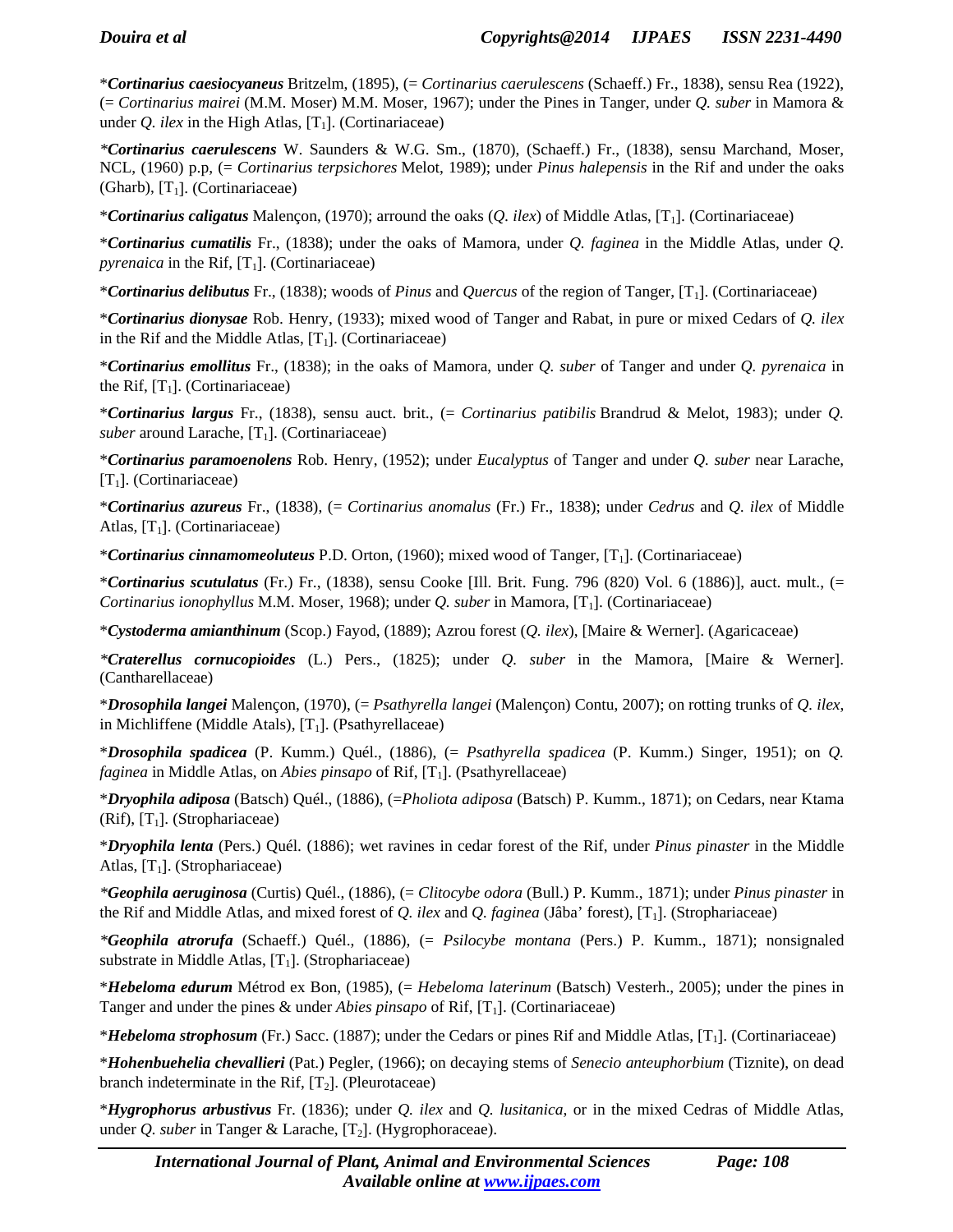*__Cortinarius caesiocyaneus__ Britzelm, (1895), (= *Cortinarius caerulescens* (Schaeff.) Fr., 1838), sensu Rea (1922), (= *Cortinarius mairei* (M.M. Moser) M.M. Moser, 1967); under the Pines in Tanger, under *Q. suber* in Mamora & under *Q. ilex* in the High Atlas, [$T_1$]. (Cortinariaceae)

*__Cortinarius caerulescens__* W. Saunders & W.G. Sm., (1870), (Schaeff.) Fr., (1838), sensu Marchand, Moser, NCL, (1960) p.p, (= *Cortinarius terpsichores* Melot, 1989); under *Pinus halepensis* in the Rif and under the oaks (Gharb), [$T_1$]. (Cortinariaceae)

*__Cortinarius caligatus__ Malençon, (1970); arround the oaks (*Q. ilex*) of Middle Atlas, [$T_1$]. (Cortinariaceae)

*__Cortinarius cumatilis__ Fr., (1838); under the oaks of Mamora, under *Q. faginea* in the Middle Atlas, under *Q. pyrenaica* in the Rif, [$T_1$]. (Cortinariaceae)

*__Cortinarius delibutus__ Fr., (1838); woods of *Pinus* and *Quercus* of the region of Tanger, [$T_1$]. (Cortinariaceae)

*__Cortinarius dionysae__ Rob. Henry, (1933); mixed wood of Tanger and Rabat, in pure or mixed Cedars of *Q. ilex* in the Rif and the Middle Atlas, [$T_1$]. (Cortinariaceae)

*__Cortinarius emollitus__ Fr., (1838); in the oaks of Mamora, under *Q. suber* of Tanger and under *Q. pyrenaica* in the Rif, [$T_1$]. (Cortinariaceae)

*__Cortinarius largus__ Fr., (1838), sensu auct. brit., (= *Cortinarius patibilis* Brandrud & Melot, 1983); under *Q. suber* around Larache, [$T_1$]. (Cortinariaceae)

*__Cortinarius paramoenolens__ Rob. Henry, (1952); under *Eucalyptus* of Tanger and under *Q. suber* near Larache, [$T_1$]. (Cortinariaceae)

*__Cortinarius azureus__ Fr., (1838), (= *Cortinarius anomalus* (Fr.) Fr., 1838); under *Cedrus* and *Q. ilex* of Middle Atlas, [$T_1$]. (Cortinariaceae)

*__Cortinarius cinnamomeoluteus__ P.D. Orton, (1960); mixed wood of Tanger, [$T_1$]. (Cortinariaceae)

*__Cortinarius scutulatus__ (Fr.) Fr., (1838), sensu Cooke [Ill. Brit. Fung. 796 (820) Vol. 6 (1886)], auct. mult., (= *Cortinarius ionophyllus* M.M. Moser, 1968); under *Q. suber* in Mamora, [$T_1$]. (Cortinariaceae)

*__Cystoderma amianthinum__ (Scop.) Fayod, (1889); Azrou forest (*Q. ilex*), [Maire & Werner]. (Agaricaceae)

*__Craterellus cornucopioides__* (L.) Pers., (1825); under *Q. suber* in the Mamora, [Maire & Werner]. (Cantharellaceae)

*__Drosophila langei__ Malençon, (1970), (= *Psathyrella langei* (Malençon) Contu, 2007); on rotting trunks of *Q. ilex*, in Michliffene (Middle Atals), [$T_1$]. (Psathyrellaceae)

*__Drosophila spadicea__ (P. Kumm.) Quél., (1886), (= *Psathyrella spadicea* (P. Kumm.) Singer, 1951); on *Q. faginea* in Middle Atlas, on *Abies pinsapo* of Rif, [$T_1$]. (Psathyrellaceae)

*__Dryophila adiposa__ (Batsch) Quél., (1886), (=*Pholiota adiposa* (Batsch) P. Kumm., 1871); on Cedars, near Ktama (Rif), [$T_1$]. (Strophariaceae)

*__Dryophila lenta__ (Pers.) Quél. (1886); wet ravines in cedar forest of the Rif, under *Pinus pinaster* in the Middle Atlas, [$T_1$]. (Strophariaceae)

*__Geophila aeruginosa__* (Curtis) Quél., (1886), (= *Clitocybe odora* (Bull.) P. Kumm., 1871); under *Pinus pinaster* in the Rif and Middle Atlas, and mixed forest of *Q. ilex* and *Q. faginea* (Jâba' forest), [$T_1$]. (Strophariaceae)

*__Geophila atrorufa__* (Schaeff.) Quél., (1886), (= *Psilocybe montana* (Pers.) P. Kumm., 1871); nonsignaled substrate in Middle Atlas, [$T_1$]. (Strophariaceae)

*__Hebeloma edurum__ Métrod ex Bon, (1985), (= *Hebeloma laterinum* (Batsch) Vesterh., 2005); under the pines in Tanger and under the pines & under *Abies pinsapo* of Rif, [$T_1$]. (Cortinariaceae)

*__Hebeloma strophosum__ (Fr.) Sacc. (1887); under the Cedars or pines Rif and Middle Atlas, [$T_1$]. (Cortinariaceae)

*__Hohenbuehelia chevallieri__ (Pat.) Pegler, (1966); on decaying stems of *Senecio anteuphorbium* (Tiznite), on dead branch indeterminate in the Rif, [$T_2$]. (Pleurotaceae)

*__Hygrophorus arbustivus__ Fr. (1836); under *Q. ilex* and *Q. lusitanica*, or in the mixed Cedras of Middle Atlas, under *Q. suber* in Tanger & Larache, [$T_2$]. (Hygrophoraceae).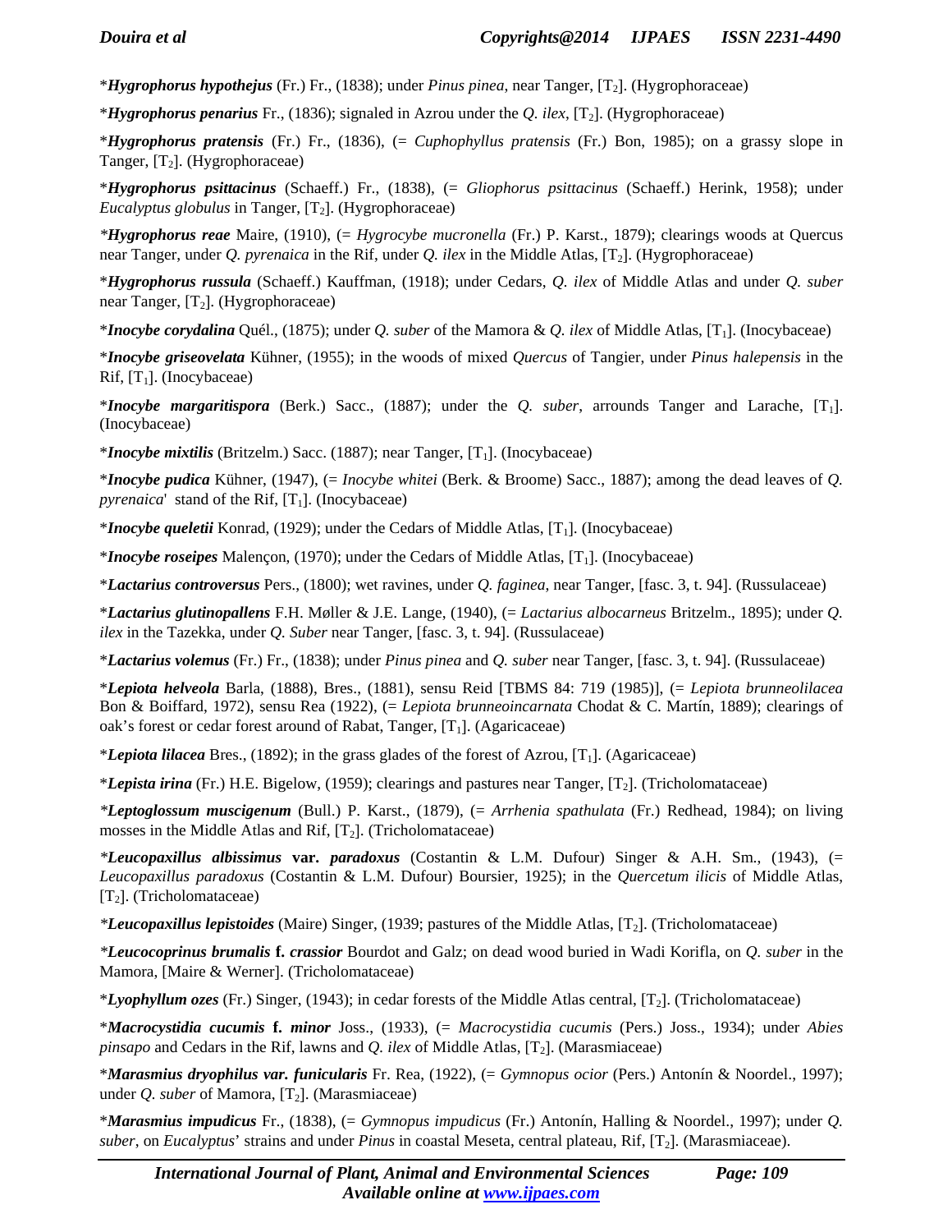\**Hygrophorus hypothejus*** (Fr.) Fr., (1838); under *Pinus pinea*, near Tanger, [$T_2$]. (Hygrophoraceae)

\**Hygrophorus penarius*** Fr., (1836); signaled in Azrou under the *Q. ilex*, [$T_2$]. (Hygrophoraceae)

\**Hygrophorus pratensis*** (Fr.) Fr., (1836), (= *Cuphophyllus pratensis* (Fr.) Bon, 1985); on a grassy slope in Tanger, [$T_2$]. (Hygrophoraceae)

\**Hygrophorus psittacinus*** (Schaeff.) Fr., (1838), (= *Gliophorus psittacinus* (Schaeff.) Herink, 1958); under *Eucalyptus globulus* in Tanger, [$T_2$]. (Hygrophoraceae)

\**Hygrophorus reae*** Maire, (1910), (= *Hygrocybe mucronella* (Fr.) P. Karst., 1879); clearings woods at Quercus near Tanger, under *Q. pyrenaica* in the Rif, under *Q. ilex* in the Middle Atlas, [$T_2$]. (Hygrophoraceae)

\**Hygrophorus russula*** (Schaeff.) Kauffman, (1918); under Cedars, *Q. ilex* of Middle Atlas and under *Q. suber* near Tanger, [$T_2$]. (Hygrophoraceae)

\**Inocybe corydalina*** Quél., (1875); under *Q. suber* of the Mamora & *Q. ilex* of Middle Atlas, [$T_1$]. (Inocybaceae)

\**Inocybe griseovelata*** Kühner, (1955); in the woods of mixed *Quercus* of Tangier, under *Pinus halepensis* in the Rif, [$T_1$]. (Inocybaceae)

\**Inocybe margaritispora*** (Berk.) Sacc., (1887); under the *Q. suber*, arrounds Tanger and Larache, [$T_1$]. (Inocybaceae)

\**Inocybe mixtilis*** (Britzelm.) Sacc. (1887); near Tanger, [$T_1$]. (Inocybaceae)

\**Inocybe pudica*** Kühner, (1947), (= *Inocybe whitei* (Berk. & Broome) Sacc., 1887); among the dead leaves of *Q. pyrenaica*' stand of the Rif, [$T_1$]. (Inocybaceae)

\**Inocybe queletii*** Konrad, (1929); under the Cedars of Middle Atlas, [$T_1$]. (Inocybaceae)

\**Inocybe roseipes*** Malençon, (1970); under the Cedars of Middle Atlas, [$T_1$]. (Inocybaceae)

\**Lactarius controversus*** Pers., (1800); wet ravines, under *Q. faginea*, near Tanger, [fasc. 3, t. 94]. (Russulaceae)

\**Lactarius glutinopallens*** F.H. Møller & J.E. Lange, (1940), (= *Lactarius albocarneus* Britzelm., 1895); under *Q. ilex* in the Tazekka, under *Q. Suber* near Tanger, [fasc. 3, t. 94]. (Russulaceae)

\**Lactarius volemus*** (Fr.) Fr., (1838); under *Pinus pinea* and *Q. suber* near Tanger, [fasc. 3, t. 94]. (Russulaceae)

\**Lepiota helveola*** Barla, (1888), Bres., (1881), sensu Reid [TBMS 84: 719 (1985)], (= *Lepiota brunneolilacea* Bon & Boiffard, 1972), sensu Rea (1922), (= *Lepiota brunneoincarnata* Chodat & C. Martín, 1889); clearings of oak's forest or cedar forest around of Rabat, Tanger, [$T_1$]. (Agaricaceae)

\**Lepiota lilacea*** Bres., (1892); in the grass glades of the forest of Azrou, [$T_1$]. (Agaricaceae)

\**Lepista irina*** (Fr.) H.E. Bigelow, (1959); clearings and pastures near Tanger, [$T_2$]. (Tricholomataceae)

\**Leptoglossum muscigenum*** (Bull.) P. Karst., (1879), (= *Arrhenia spathulata* (Fr.) Redhead, 1984); on living mosses in the Middle Atlas and Rif, [$T_2$]. (Tricholomataceae)

\**Leucopaxillus albissimus* var. *paradoxus*** (Costantin & L.M. Dufour) Singer & A.H. Sm., (1943), (= *Leucopaxillus paradoxus* (Costantin & L.M. Dufour) Boursier, 1925); in the *Quercetum ilicis* of Middle Atlas, [$T_2$]. (Tricholomataceae)

\**Leucopaxillus lepistoides*** (Maire) Singer, (1939; pastures of the Middle Atlas, [$T_2$]. (Tricholomataceae)

\**Leucocoprinus brumalis* f. *crassior*** Bourdot and Galz; on dead wood buried in Wadi Korifla, on *Q. suber* in the Mamora, [Maire & Werner]. (Tricholomataceae)

\**Lyophyllum ozes*** (Fr.) Singer, (1943); in cedar forests of the Middle Atlas central, [$T_2$]. (Tricholomataceae)

\**Macrocystidia cucumis* f. *minor*** Joss., (1933), (= *Macrocystidia cucumis* (Pers.) Joss., 1934); under *Abies pinsapo* and Cedars in the Rif, lawns and *Q. ilex* of Middle Atlas, [$T_2$]. (Marasmiaceae)

\**Marasmius dryophilus var. funicularis*** Fr. Rea, (1922), (= *Gymnopus ocior* (Pers.) Antonín & Noordel., 1997); under *Q. suber* of Mamora, [$T_2$]. (Marasmiaceae)

\**Marasmius impudicus*** Fr., (1838), (= *Gymnopus impudicus* (Fr.) Antonín, Halling & Noordel., 1997); under *Q. suber*, on *Eucalyptus*' strains and under *Pinus* in coastal Meseta, central plateau, Rif, [$T_2$]. (Marasmiaceae).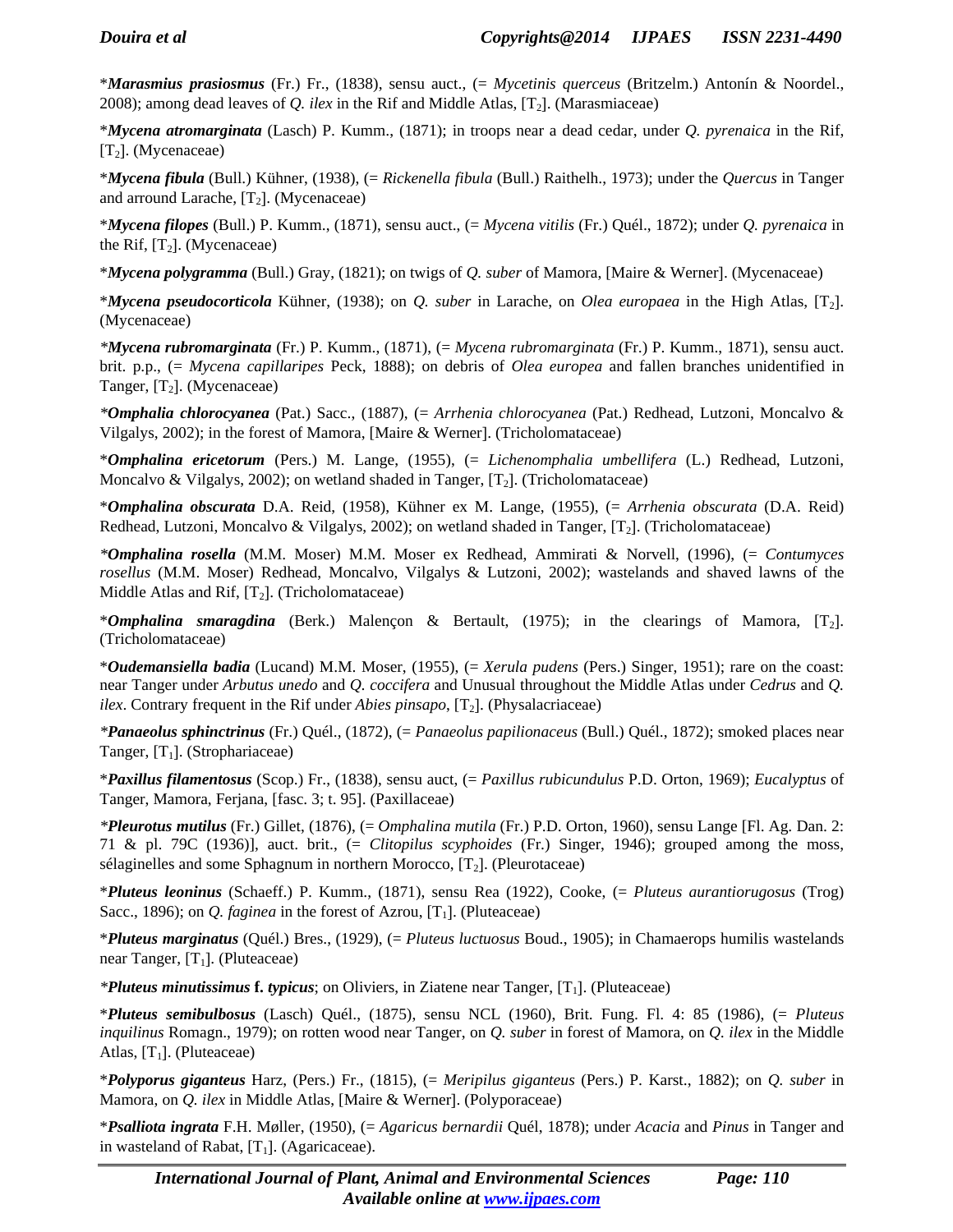\***Marasmius prasiosmus** (Fr.) Fr., (1838), sensu auct., (= *Mycetinis querceus* (Britzelm.) Antonín & Noordel., 2008); among dead leaves of *Q. ilex* in the Rif and Middle Atlas, [$T_2$]. (Marasmiaceae)

\***Mycena atromarginata** (Lasch) P. Kumm., (1871); in troops near a dead cedar, under *Q. pyrenaica* in the Rif, [$T_2$]. (Mycenaceae)

\***Mycena fibula** (Bull.) Kühner, (1938), (= *Rickenella fibula* (Bull.) Raithelh., 1973); under the *Quercus* in Tanger and arround Larache, [$T_2$]. (Mycenaceae)

\***Mycena filopes** (Bull.) P. Kumm., (1871), sensu auct., (= *Mycena vitilis* (Fr.) Quél., 1872); under *Q. pyrenaica* in the Rif, [$T_2$]. (Mycenaceae)

\***Mycena polygramma** (Bull.) Gray, (1821); on twigs of *Q. suber* of Mamora, [Maire & Werner]. (Mycenaceae)

\***Mycena pseudocorticola** Kühner, (1938); on *Q. suber* in Larache, on *Olea europaea* in the High Atlas, [$T_2$]. (Mycenaceae)

\***Mycena rubromarginata** (Fr.) P. Kumm., (1871), (= *Mycena rubromarginata* (Fr.) P. Kumm., 1871), sensu auct. brit. p.p., (= *Mycena capillaripes* Peck, 1888); on debris of *Olea europea* and fallen branches unidentified in Tanger, [$T_2$]. (Mycenaceae)

\***Omphalia chlorocyanea** (Pat.) Sacc., (1887), (= *Arrhenia chlorocyanea* (Pat.) Redhead, Lutzoni, Moncalvo & Vilgalys, 2002); in the forest of Mamora, [Maire & Werner]. (Tricholomataceae)

\***Omphalina ericetorum** (Pers.) M. Lange, (1955), (= *Lichenomphalia umbellifera* (L.) Redhead, Lutzoni, Moncalvo & Vilgalys, 2002); on wetland shaded in Tanger, [$T_2$]. (Tricholomataceae)

\***Omphalina obscurata** D.A. Reid, (1958), Kühner ex M. Lange, (1955), (= *Arrhenia obscurata* (D.A. Reid) Redhead, Lutzoni, Moncalvo & Vilgalys, 2002); on wetland shaded in Tanger, [$T_2$]. (Tricholomataceae)

\***Omphalina rosella** (M.M. Moser) M.M. Moser ex Redhead, Ammirati & Norvell, (1996), (= *Contumyces rosellus* (M.M. Moser) Redhead, Moncalvo, Vilgalys & Lutzoni, 2002); wastelands and shaved lawns of the Middle Atlas and Rif, [$T_2$]. (Tricholomataceae)

\***Omphalina smaragdina** (Berk.) Malençon & Bertault, (1975); in the clearings of Mamora, [$T_2$]. (Tricholomataceae)

\***Oudemansiella badia** (Lucand) M.M. Moser, (1955), (= *Xerula pudens* (Pers.) Singer, 1951); rare on the coast: near Tanger under *Arbutus unedo* and *Q. coccifera* and Unusual throughout the Middle Atlas under *Cedrus* and *Q. ilex*. Contrary frequent in the Rif under *Abies pinsapo*, [$T_2$]. (Physalacriaceae)

\***Panaeolus sphinctrinus** (Fr.) Quél., (1872), (= *Panaeolus papilionaceus* (Bull.) Quél., 1872); smoked places near Tanger, [$T_1$]. (Strophariaceae)

\***Paxillus filamentosus** (Scop.) Fr., (1838), sensu auct, (= *Paxillus rubicundulus* P.D. Orton, 1969); *Eucalyptus* of Tanger, Mamora, Ferjana, [fasc. 3; t. 95]. (Paxillaceae)

\***Pleurotus mutilus** (Fr.) Gillet, (1876), (= *Omphalina mutila* (Fr.) P.D. Orton, 1960), sensu Lange [Fl. Ag. Dan. 2: 71 & pl. 79C (1936)], auct. brit., (= *Clitopilus scyphoides* (Fr.) Singer, 1946); grouped among the moss, sélaginelles and some Sphagnum in northern Morocco, [$T_2$]. (Pleurotaceae)

\***Pluteus leoninus** (Schaeff.) P. Kumm., (1871), sensu Rea (1922), Cooke, (= *Pluteus aurantiorugosus* (Trog) Sacc., 1896); on *Q. faginea* in the forest of Azrou, [$T_1$]. (Pluteaceae)

\***Pluteus marginatus** (Quél.) Bres., (1929), (= *Pluteus luctuosus* Boud., 1905); in Chamaerops humilis wastelands near Tanger, [$T_1$]. (Pluteaceae)

\***Pluteus minutissimus f. typicus**; on Oliviers, in Ziatene near Tanger, [$T_1$]. (Pluteaceae)

\***Pluteus semibulbosus** (Lasch) Quél., (1875), sensu NCL (1960), Brit. Fung. Fl. 4: 85 (1986), (= *Pluteus inquilinus* Romagn., 1979); on rotten wood near Tanger, on *Q. suber* in forest of Mamora, on *Q. ilex* in the Middle Atlas, [$T_1$]. (Pluteaceae)

\***Polyporus giganteus** Harz, (Pers.) Fr., (1815), (= *Meripilus giganteus* (Pers.) P. Karst., 1882); on *Q. suber* in Mamora, on *Q. ilex* in Middle Atlas, [Maire & Werner]. (Polyporaceae)

\***Psalliota ingrata** F.H. Møller, (1950), (= *Agaricus bernardii* Quél, 1878); under *Acacia* and *Pinus* in Tanger and in wasteland of Rabat, [$T_1$]. (Agaricaceae).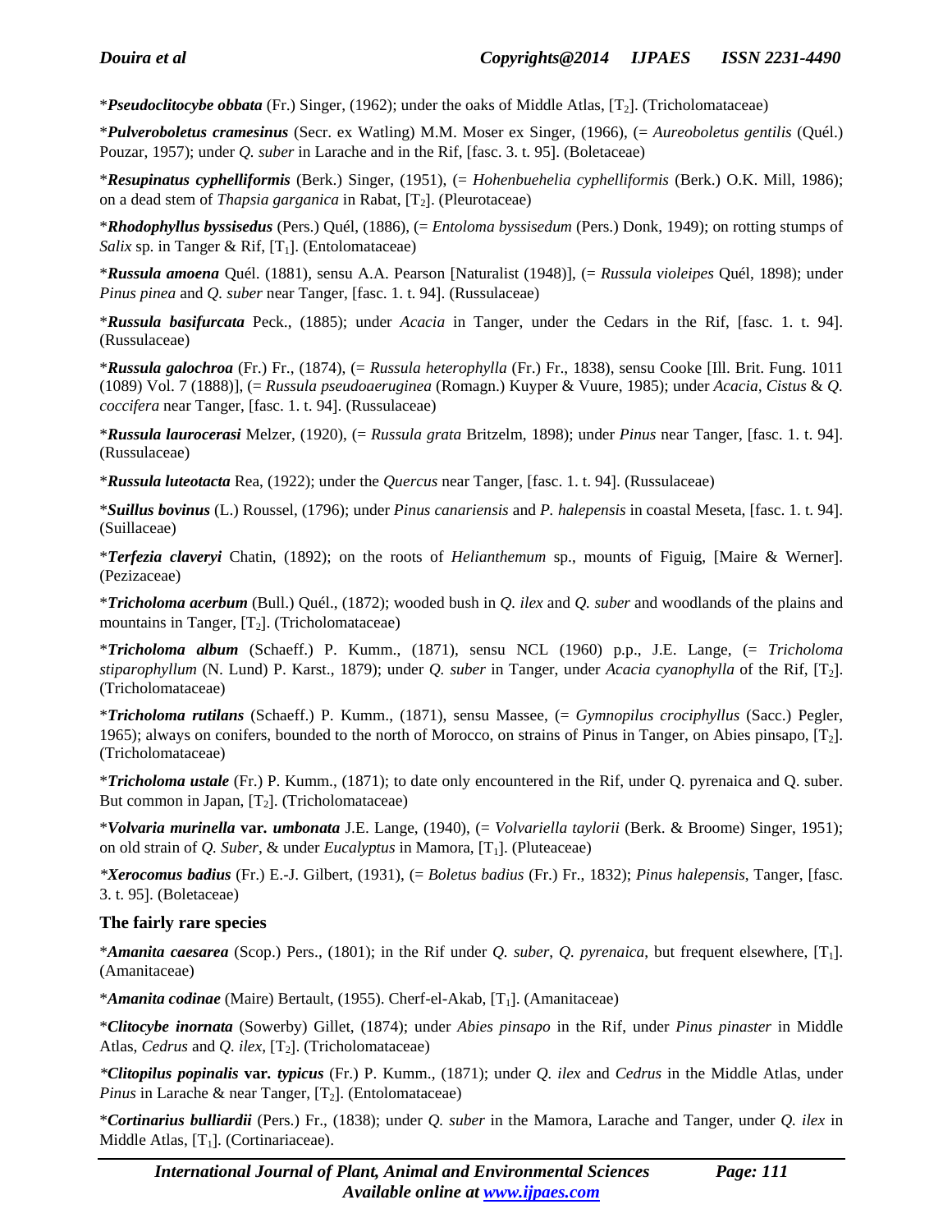\****Pseudoclitocybe obbata*** (Fr.) Singer, (1962); under the oaks of Middle Atlas, [$T_2$]. (Tricholomataceae)

\****Pulveroboletus cramesinus*** (Secr. ex Watling) M.M. Moser ex Singer, (1966), (= *Aureoboletus gentilis* (Quél.) Pouzar, 1957); under *Q. suber* in Larache and in the Rif, [fasc. 3. t. 95]. (Boletaceae)

\****Resupinatus cyphelliformis*** (Berk.) Singer, (1951), (= *Hohenbuehelia cyphelliformis* (Berk.) O.K. Mill, 1986); on a dead stem of *Thapsia garganica* in Rabat, [$T_2$]. (Pleurotaceae)

\****Rhodophyllus byssisedus*** (Pers.) Quél, (1886), (= *Entoloma byssisedum* (Pers.) Donk, 1949); on rotting stumps of *Salix* sp. in Tanger & Rif, [$T_1$]. (Entolomataceae)

\****Russula amoena*** Quél. (1881), sensu A.A. Pearson [Naturalist (1948)], (= *Russula violeipes* Quél, 1898); under *Pinus pinea* and *Q. suber* near Tanger, [fasc. 1. t. 94]. (Russulaceae)

\****Russula basifurcata*** Peck., (1885); under *Acacia* in Tanger, under the Cedars in the Rif, [fasc. 1. t. 94]. (Russulaceae)

\****Russula galochroa*** (Fr.) Fr., (1874), (= *Russula heterophylla* (Fr.) Fr., 1838), sensu Cooke [Ill. Brit. Fung. 1011 (1089) Vol. 7 (1888)], (= *Russula pseudoaeruginea* (Romagn.) Kuyper & Vuure, 1985); under *Acacia*, *Cistus* & *Q. coccifera* near Tanger, [fasc. 1. t. 94]. (Russulaceae)

\****Russula laurocerasi*** Melzer, (1920), (= *Russula grata* Britzelm, 1898); under *Pinus* near Tanger, [fasc. 1. t. 94]. (Russulaceae)

\****Russula luteotacta*** Rea, (1922); under the *Quercus* near Tanger, [fasc. 1. t. 94]. (Russulaceae)

\****Suillus bovinus*** (L.) Roussel, (1796); under *Pinus canariensis* and *P. halepensis* in coastal Meseta, [fasc. 1. t. 94]. (Suillaceae)

\****Terfezia claveryi*** Chatin, (1892); on the roots of *Helianthemum* sp., mounts of Figuig, [Maire & Werner]. (Pezizaceae)

\****Tricholoma acerbum*** (Bull.) Quél., (1872); wooded bush in *Q. ilex* and *Q. suber* and woodlands of the plains and mountains in Tanger, [$T_2$]. (Tricholomataceae)

\****Tricholoma album*** (Schaeff.) P. Kumm., (1871), sensu NCL (1960) p.p., J.E. Lange, (= *Tricholoma stiparophyllum* (N. Lund) P. Karst., 1879); under *Q. suber* in Tanger, under *Acacia cyanophylla* of the Rif, [$T_2$]. (Tricholomataceae)

\****Tricholoma rutilans*** (Schaeff.) P. Kumm., (1871), sensu Massee, (= *Gymnopilus crociphyllus* (Sacc.) Pegler, 1965); always on conifers, bounded to the north of Morocco, on strains of Pinus in Tanger, on Abies pinsapo, [$T_2$]. (Tricholomataceae)

\****Tricholoma ustale*** (Fr.) P. Kumm., (1871); to date only encountered in the Rif, under Q. pyrenaica and Q. suber. But common in Japan, [$T_2$]. (Tricholomataceae)

\****Volvaria murinella* var. *umbonata*** J.E. Lange, (1940), (= *Volvariella taylorii* (Berk. & Broome) Singer, 1951); on old strain of *Q. Suber*, & under *Eucalyptus* in Mamora, [$T_1$]. (Pluteaceae)

\****Xerocomus badius*** (Fr.) E.-J. Gilbert, (1931), (= *Boletus badius* (Fr.) Fr., 1832); *Pinus halepensis*, Tanger, [fasc. 3. t. 95]. (Boletaceae)

### The fairly rare species

\****Amanita caesarea*** (Scop.) Pers., (1801); in the Rif under *Q. suber*, *Q. pyrenaica*, but frequent elsewhere, [$T_1$]. (Amanitaceae)

\****Amanita codinae*** (Maire) Bertault, (1955). Cherf-el-Akab, [$T_1$]. (Amanitaceae)

\****Clitocybe inornata*** (Sowerby) Gillet, (1874); under *Abies pinsapo* in the Rif, under *Pinus pinaster* in Middle Atlas, *Cedrus* and *Q. ilex*, [$T_2$]. (Tricholomataceae)

\****Clitopilus popinalis* var. *typicus*** (Fr.) P. Kumm., (1871); under *Q. ilex* and *Cedrus* in the Middle Atlas, under *Pinus* in Larache & near Tanger, [$T_2$]. (Entolomataceae)

\****Cortinarius bulliardii*** (Pers.) Fr., (1838); under *Q. suber* in the Mamora, Larache and Tanger, under *Q. ilex* in Middle Atlas, [$T_1$]. (Cortinariaceae).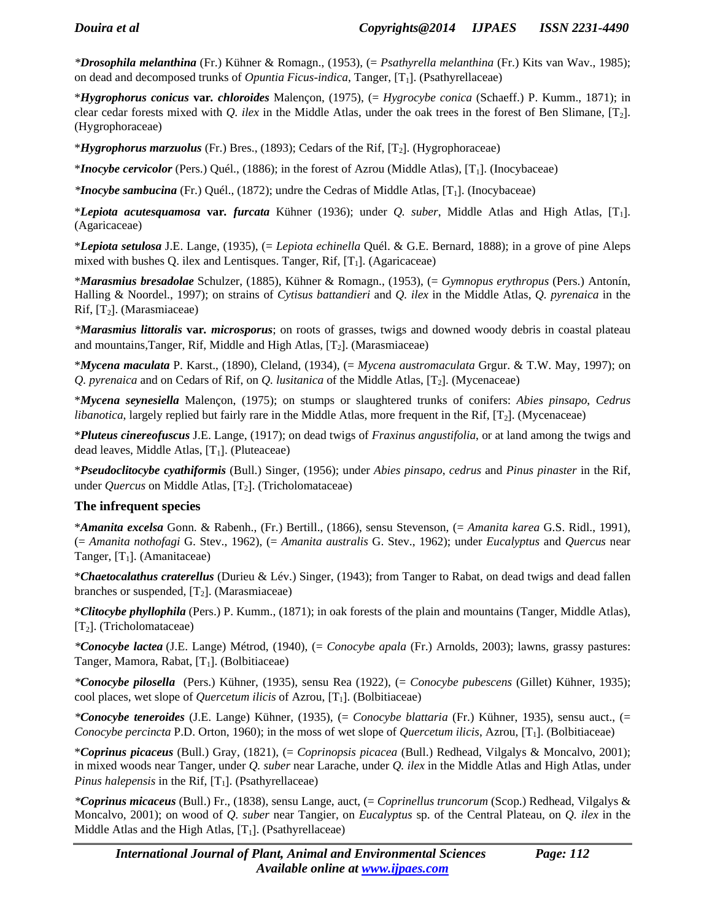**Drosophila melanthina* (Fr.) Kühner & Romagn., (1953), (= *Psathyrella melanthina* (Fr.) Kits van Wav., 1985); on dead and decomposed trunks of *Opuntia Ficus-indica*, Tanger, [$T_1$]. (Psathyrellaceae)

**Hygrophorus conicus* **var.** ***chloroides*** Malençon, (1975), (= *Hygrocybe conica* (Schaeff.) P. Kumm., 1871); in clear cedar forests mixed with *Q. ilex* in the Middle Atlas, under the oak trees in the forest of Ben Slimane, [$T_2$]. (Hygrophoraceae)

**Hygrophorus marzuolus* (Fr.) Bres., (1893); Cedars of the Rif, [$T_2$]. (Hygrophoraceae)

**Inocybe cervicolor* (Pers.) Quél., (1886); in the forest of Azrou (Middle Atlas), [$T_1$]. (Inocybaceae)

**Inocybe sambucina* (Fr.) Quél., (1872); undre the Cedras of Middle Atlas, [$T_1$]. (Inocybaceae)

**Lepiota acutesquamosa* **var.** ***furcata*** Kühner (1936); under *Q. suber*, Middle Atlas and High Atlas, [$T_1$]. (Agaricaceae)

**Lepiota setulosa* J.E. Lange, (1935), (= *Lepiota echinella* Quél. & G.E. Bernard, 1888); in a grove of pine Aleps mixed with bushes Q. ilex and Lentisques. Tanger, Rif, [$T_1$]. (Agaricaceae)

**Marasmius bresadolae* Schulzer, (1885), Kühner & Romagn., (1953), (= *Gymnopus erythropus* (Pers.) Antonín, Halling & Noordel., 1997); on strains of *Cytisus battandieri* and *Q. ilex* in the Middle Atlas, *Q. pyrenaica* in the Rif, [$T_2$]. (Marasmiaceae)

**Marasmius littoralis* **var.** ***microsporus***; on roots of grasses, twigs and downed woody debris in coastal plateau and mountains,Tanger, Rif, Middle and High Atlas, [$T_2$]. (Marasmiaceae)

**Mycena maculata* P. Karst., (1890), Cleland, (1934), (= *Mycena austromaculata* Grgur. & T.W. May, 1997); on *Q. pyrenaica* and on Cedars of Rif, on *Q. lusitanica* of the Middle Atlas, [$T_2$]. (Mycenaceae)

**Mycena seynesiella* Malençon, (1975); on stumps or slaughtered trunks of conifers: *Abies pinsapo*, *Cedrus libanotica*, largely replied but fairly rare in the Middle Atlas, more frequent in the Rif, [$T_2$]. (Mycenaceae)

**Pluteus cinereofuscus* J.E. Lange, (1917); on dead twigs of *Fraxinus angustifolia*, or at land among the twigs and dead leaves, Middle Atlas, [$T_1$]. (Pluteaceae)

**Pseudoclitocybe cyathiformis* (Bull.) Singer, (1956); under *Abies pinsapo*, *cedrus* and *Pinus pinaster* in the Rif, under *Quercus* on Middle Atlas, [$T_2$]. (Tricholomataceae)

### The infrequent species

**Amanita excelsa* Gonn. & Rabenh., (Fr.) Bertill., (1866), sensu Stevenson, (= *Amanita karea* G.S. Ridl., 1991), (= *Amanita nothofagi* G. Stev., 1962), (= *Amanita australis* G. Stev., 1962); under *Eucalyptus* and *Quercus* near Tanger, [$T_1$]. (Amanitaceae)

**Chaetocalathus craterellus* (Durieu & Lév.) Singer, (1943); from Tanger to Rabat, on dead twigs and dead fallen branches or suspended, [$T_2$]. (Marasmiaceae)

**Clitocybe phyllophila* (Pers.) P. Kumm., (1871); in oak forests of the plain and mountains (Tanger, Middle Atlas), [$T_2$]. (Tricholomataceae)

**Conocybe lactea* (J.E. Lange) Métrod, (1940), (= *Conocybe apala* (Fr.) Arnolds, 2003); lawns, grassy pastures: Tanger, Mamora, Rabat, [$T_1$]. (Bolbitiaceae)

**Conocybe pilosella* (Pers.) Kühner, (1935), sensu Rea (1922), (= *Conocybe pubescens* (Gillet) Kühner, 1935); cool places, wet slope of *Quercetum ilicis* of Azrou, [$T_1$]. (Bolbitiaceae)

**Conocybe teneroides* (J.E. Lange) Kühner, (1935), (= *Conocybe blattaria* (Fr.) Kühner, 1935), sensu auct., (= *Conocybe percincta* P.D. Orton, 1960); in the moss of wet slope of *Quercetum ilicis*, Azrou, [$T_1$]. (Bolbitiaceae)

**Coprinus picaceus* (Bull.) Gray, (1821), (= *Coprinopsis picacea* (Bull.) Redhead, Vilgalys & Moncalvo, 2001); in mixed woods near Tanger, under *Q. suber* near Larache, under *Q. ilex* in the Middle Atlas and High Atlas, under *Pinus halepensis* in the Rif, [$T_1$]. (Psathyrellaceae)

**Coprinus micaceus* (Bull.) Fr., (1838), sensu Lange, auct, (= *Coprinellus truncorum* (Scop.) Redhead, Vilgalys & Moncalvo, 2001); on wood of *Q. suber* near Tangier, on *Eucalyptus* sp. of the Central Plateau, on *Q. ilex* in the Middle Atlas and the High Atlas, [$T_1$]. (Psathyrellaceae)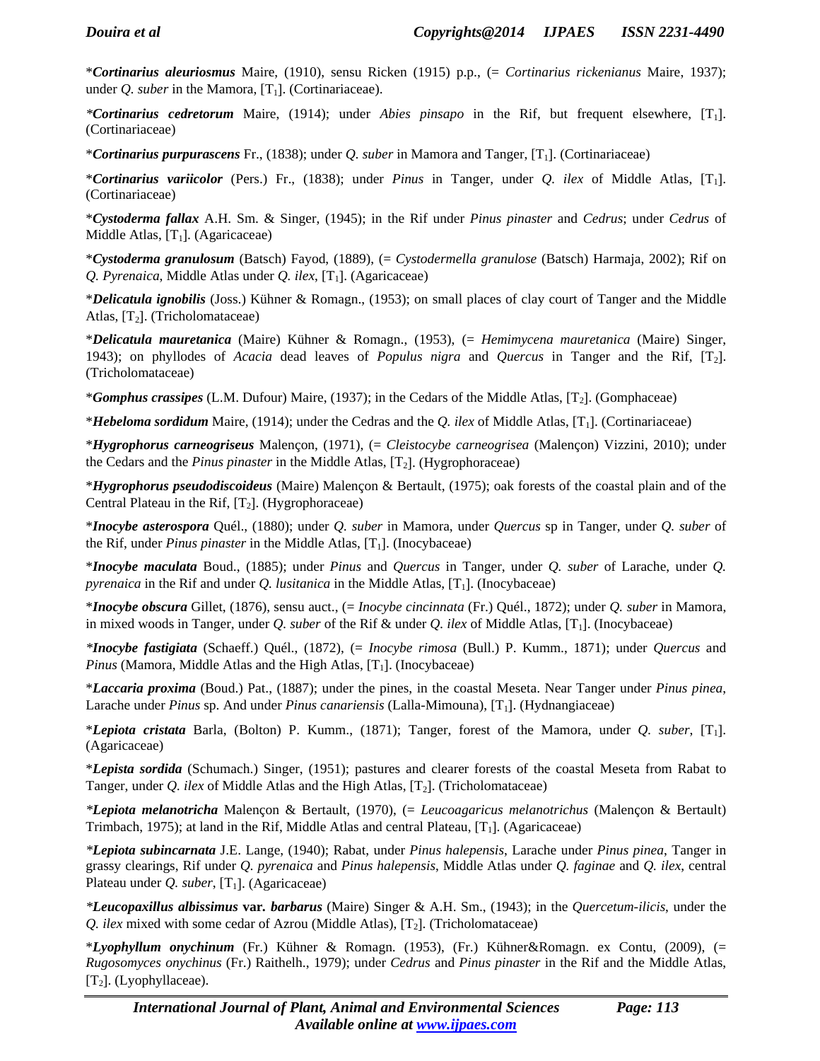\***Cortinarius aleuriosmus** Maire, (1910), sensu Ricken (1915) p.p., (= *Cortinarius rickenianus* Maire, 1937); under *Q. suber* in the Mamora, [$T_1$]. (Cortinariaceae).

*\***Cortinarius cedretorum*** Maire, (1914); under *Abies pinsapo* in the Rif, but frequent elsewhere, [$T_1$]. (Cortinariaceae)

\****Cortinarius purpurascens*** Fr., (1838); under *Q. suber* in Mamora and Tanger, [$T_1$]. (Cortinariaceae)

\****Cortinarius variicolor*** (Pers.) Fr., (1838); under *Pinus* in Tanger, under *Q. ilex* of Middle Atlas, [$T_1$]. (Cortinariaceae)

\****Cystoderma fallax*** A.H. Sm. & Singer, (1945); in the Rif under *Pinus pinaster* and *Cedrus*; under *Cedrus* of Middle Atlas, [$T_1$]. (Agaricaceae)

\****Cystoderma granulosum*** (Batsch) Fayod, (1889), (= *Cystodermella granulose* (Batsch) Harmaja, 2002); Rif on *Q. Pyrenaica*, Middle Atlas under *Q. ilex*, [$T_1$]. (Agaricaceae)

\****Delicatula ignobilis*** (Joss.) Kühner & Romagn., (1953); on small places of clay court of Tanger and the Middle Atlas, [$T_2$]. (Tricholomataceae)

\****Delicatula mauretanica*** (Maire) Kühner & Romagn., (1953), (= *Hemimycena mauretanica* (Maire) Singer, 1943); on phyllodes of *Acacia* dead leaves of *Populus nigra* and *Quercus* in Tanger and the Rif, [$T_2$]. (Tricholomataceae)

\****Gomphus crassipes*** (L.M. Dufour) Maire, (1937); in the Cedars of the Middle Atlas, [$T_2$]. (Gomphaceae)

\****Hebeloma sordidum*** Maire, (1914); under the Cedras and the *Q. ilex* of Middle Atlas, [$T_1$]. (Cortinariaceae)

\****Hygrophorus carneogriseus*** Malençon, (1971), (= *Cleistocybe carneogrisea* (Malençon) Vizzini, 2010); under the Cedars and the *Pinus pinaster* in the Middle Atlas, [$T_2$]. (Hygrophoraceae)

\****Hygrophorus pseudodiscoideus*** (Maire) Malençon & Bertault, (1975); oak forests of the coastal plain and of the Central Plateau in the Rif, [$T_2$]. (Hygrophoraceae)

\****Inocybe asterospora*** Quél., (1880); under *Q. suber* in Mamora, under *Quercus* sp in Tanger, under *Q. suber* of the Rif, under *Pinus pinaster* in the Middle Atlas, [$T_1$]. (Inocybaceae)

\****Inocybe maculata*** Boud., (1885); under *Pinus* and *Quercus* in Tanger, under *Q. suber* of Larache, under *Q. pyrenaica* in the Rif and under *Q. lusitanica* in the Middle Atlas, [$T_1$]. (Inocybaceae)

\****Inocybe obscura*** Gillet, (1876), sensu auct., (= *Inocybe cincinnata* (Fr.) Quél., 1872); under *Q. suber* in Mamora, in mixed woods in Tanger, under *Q. suber* of the Rif & under *Q. ilex* of Middle Atlas, [$T_1$]. (Inocybaceae)

*\***Inocybe fastigiata*** (Schaeff.) Quél., (1872), (= *Inocybe rimosa* (Bull.) P. Kumm., 1871); under *Quercus* and *Pinus* (Mamora, Middle Atlas and the High Atlas, [$T_1$]. (Inocybaceae)

\****Laccaria proxima*** (Boud.) Pat., (1887); under the pines, in the coastal Meseta. Near Tanger under *Pinus pinea*, Larache under *Pinus* sp. And under *Pinus canariensis* (Lalla-Mimouna), [$T_1$]. (Hydnangiaceae)

\****Lepiota cristata*** Barla, (Bolton) P. Kumm., (1871); Tanger, forest of the Mamora, under *Q. suber*, [$T_1$]. (Agaricaceae)

\****Lepista sordida*** (Schumach.) Singer, (1951); pastures and clearer forests of the coastal Meseta from Rabat to Tanger, under *Q. ilex* of Middle Atlas and the High Atlas, [$T_2$]. (Tricholomataceae)

*\***Lepiota melanotricha*** Malençon & Bertault, (1970), (= *Leucoagaricus melanotrichus* (Malençon & Bertault) Trimbach, 1975); at land in the Rif, Middle Atlas and central Plateau, [$T_1$]. (Agaricaceae)

*\***Lepiota subincarnata*** J.E. Lange, (1940); Rabat, under *Pinus halepensis*, Larache under *Pinus pinea*, Tanger in grassy clearings, Rif under *Q. pyrenaica* and *Pinus halepensis*, Middle Atlas under *Q. faginae* and *Q. ilex*, central Plateau under *Q. suber*, [$T_1$]. (Agaricaceae)

*\***Leucopaxillus albissimus* var. *barbarus*** (Maire) Singer & A.H. Sm., (1943); in the *Quercetum-ilicis*, under the *Q. ilex* mixed with some cedar of Azrou (Middle Atlas), [$T_2$]. (Tricholomataceae)

\****Lyophyllum onychinum*** (Fr.) Kühner & Romagn. (1953), (Fr.) Kühner&Romagn. ex Contu, (2009), (= *Rugosomyces onychinus* (Fr.) Raithelh., 1979); under *Cedrus* and *Pinus pinaster* in the Rif and the Middle Atlas, [$T_2$]. (Lyophyllaceae).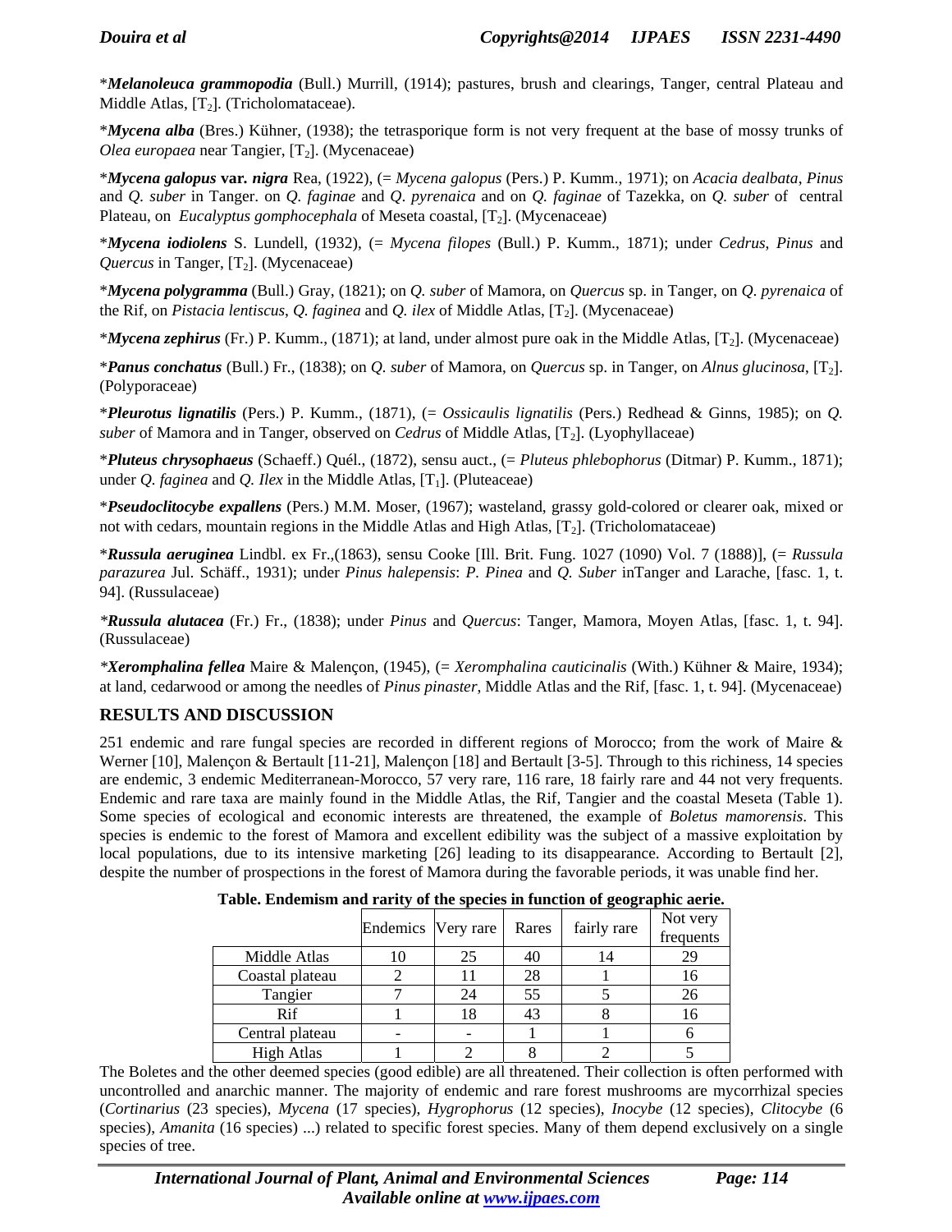\**Melanoleuca grammopodia*** (Bull.) Murrill, (1914); pastures, brush and clearings, Tanger, central Plateau and Middle Atlas, [$T_2$]. (Tricholomataceae).

\**Mycena alba*** (Bres.) Kühner, (1938); the tetrasporique form is not very frequent at the base of mossy trunks of *Olea europaea* near Tangier, [$T_2$]. (Mycenaceae)

\**Mycena galopus* var. *nigra*** Rea, (1922), (= *Mycena galopus* (Pers.) P. Kumm., 1971); on *Acacia dealbata*, *Pinus* and *Q. suber* in Tanger. on *Q. faginae* and *Q. pyrenaica* and on *Q. faginae* of Tazekka, on *Q. suber* of central Plateau, on *Eucalyptus gomphocephala* of Meseta coastal, [$T_2$]. (Mycenaceae)

\**Mycena iodiolens*** S. Lundell, (1932), (= *Mycena filopes* (Bull.) P. Kumm., 1871); under *Cedrus*, *Pinus* and *Quercus* in Tanger, [$T_2$]. (Mycenaceae)

\**Mycena polygramma*** (Bull.) Gray, (1821); on *Q. suber* of Mamora, on *Quercus* sp. in Tanger, on *Q. pyrenaica* of the Rif, on *Pistacia lentiscus*, *Q. faginea* and *Q. ilex* of Middle Atlas, [$T_2$]. (Mycenaceae)

\**Mycena zephirus*** (Fr.) P. Kumm., (1871); at land, under almost pure oak in the Middle Atlas, [$T_2$]. (Mycenaceae)

\**Panus conchatus*** (Bull.) Fr., (1838); on *Q. suber* of Mamora, on *Quercus* sp. in Tanger, on *Alnus glucinosa*, [$T_2$]. (Polyporaceae)

\**Pleurotus lignatilis*** (Pers.) P. Kumm., (1871), (= *Ossicaulis lignatilis* (Pers.) Redhead & Ginns, 1985); on *Q. suber* of Mamora and in Tanger, observed on *Cedrus* of Middle Atlas, [$T_2$]. (Lyophyllaceae)

\**Pluteus chrysophaeus*** (Schaeff.) Quél., (1872), sensu auct., (= *Pluteus phlebophorus* (Ditmar) P. Kumm., 1871); under *Q. faginea* and *Q. Ilex* in the Middle Atlas, [$T_1$]. (Pluteaceae)

\**Pseudoclitocybe expallens*** (Pers.) M.M. Moser, (1967); wasteland, grassy gold-colored or clearer oak, mixed or not with cedars, mountain regions in the Middle Atlas and High Atlas, [$T_2$]. (Tricholomataceae)

\**Russula aeruginea*** Lindbl. ex Fr.,(1863), sensu Cooke [Ill. Brit. Fung. 1027 (1090) Vol. 7 (1888)], (= *Russula parazurea* Jul. Schäff., 1931); under *Pinus halepensis*: *P. Pinea* and *Q. Suber* inTanger and Larache, [fasc. 1, t. 94]. (Russulaceae)

\**Russula alutacea*** (Fr.) Fr., (1838); under *Pinus* and *Quercus*: Tanger, Mamora, Moyen Atlas, [fasc. 1, t. 94]. (Russulaceae)

\**Xeromphalina fellea*** Maire & Malençon, (1945), (= *Xeromphalina cauticinalis* (With.) Kühner & Maire, 1934); at land, cedarwood or among the needles of *Pinus pinaster*, Middle Atlas and the Rif, [fasc. 1, t. 94]. (Mycenaceae)

## RESULTS AND DISCUSSION

251 endemic and rare fungal species are recorded in different regions of Morocco; from the work of Maire & Werner [10], Malençon & Bertault [11-21], Malençon [18] and Bertault [3-5]. Through to this richiness, 14 species are endemic, 3 endemic Mediterranean-Morocco, 57 very rare, 116 rare, 18 fairly rare and 44 not very frequents. Endemic and rare taxa are mainly found in the Middle Atlas, the Rif, Tangier and the coastal Meseta (Table 1). Some species of ecological and economic interests are threatened, the example of *Boletus mamorensis*. This species is endemic to the forest of Mamora and excellent edibility was the subject of a massive exploitation by local populations, due to its intensive marketing [26] leading to its disappearance. According to Bertault [2], despite the number of prospections in the forest of Mamora during the favorable periods, it was unable find her.

**Table. Endemism and rarity of the species in function of geographic aerie.**

| | Endemics | Very rare | Rares | fairly rare | Not very frequents |
|---|---|---|---|---|---|
| Middle Atlas | 10 | 25 | 40 | 14 | 29 |
| Coastal plateau | 2 | 11 | 28 | 1 | 16 |
| Tangier | 7 | 24 | 55 | 5 | 26 |
| Rif | 1 | 18 | 43 | 8 | 16 |
| Central plateau | - | - | 1 | 1 | 6 |
| High Atlas | 1 | 2 | 8 | 2 | 5 |

The Boletes and the other deemed species (good edible) are all threatened. Their collection is often performed with uncontrolled and anarchic manner. The majority of endemic and rare forest mushrooms are mycorrhizal species (*Cortinarius* (23 species), *Mycena* (17 species), *Hygrophorus* (12 species), *Inocybe* (12 species), *Clitocybe* (6 species), *Amanita* (16 species) ...) related to specific forest species. Many of them depend exclusively on a single species of tree.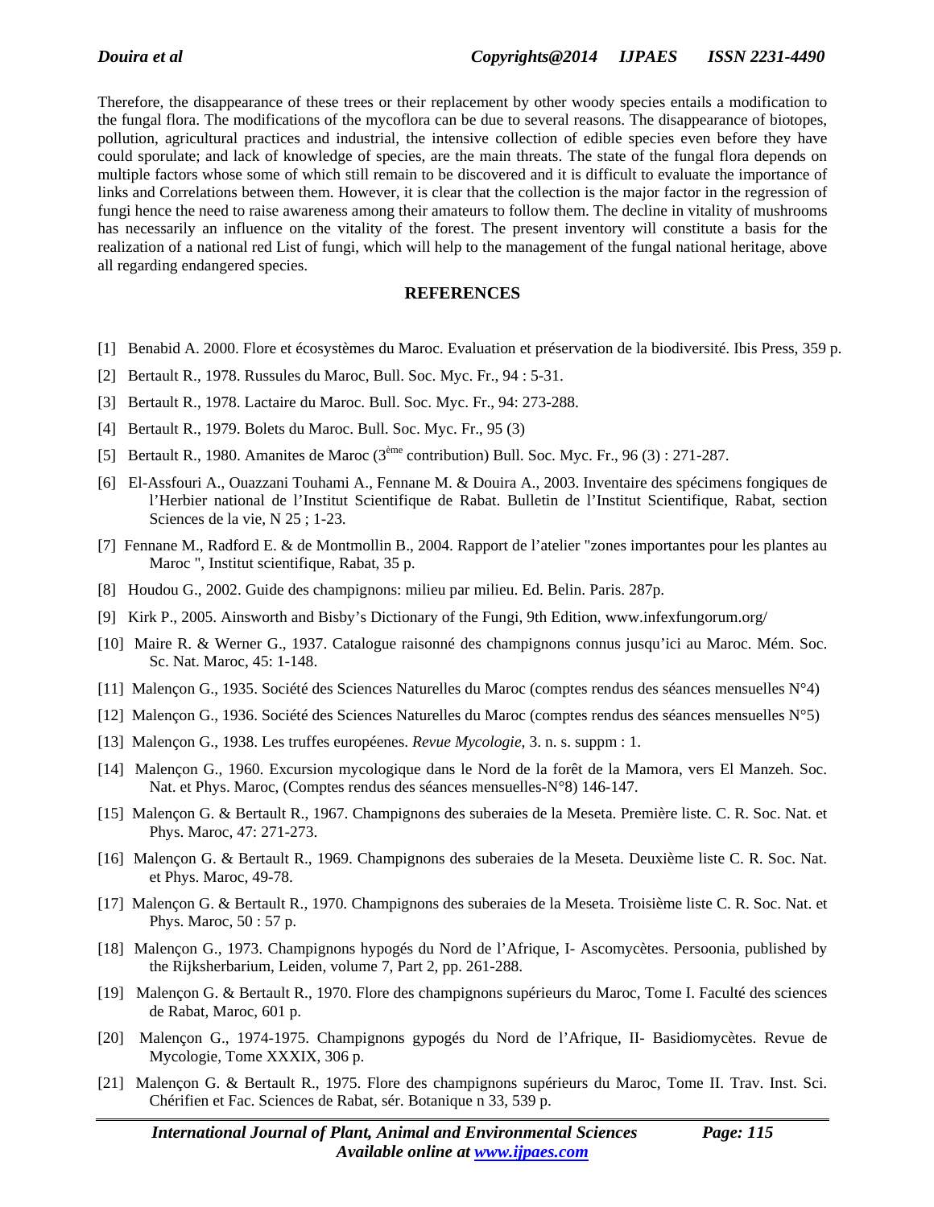Therefore, the disappearance of these trees or their replacement by other woody species entails a modification to the fungal flora. The modifications of the mycoflora can be due to several reasons. The disappearance of biotopes, pollution, agricultural practices and industrial, the intensive collection of edible species even before they have could sporulate; and lack of knowledge of species, are the main threats. The state of the fungal flora depends on multiple factors whose some of which still remain to be discovered and it is difficult to evaluate the importance of links and Correlations between them. However, it is clear that the collection is the major factor in the regression of fungi hence the need to raise awareness among their amateurs to follow them. The decline in vitality of mushrooms has necessarily an influence on the vitality of the forest. The present inventory will constitute a basis for the realization of a national red List of fungi, which will help to the management of the fungal national heritage, above all regarding endangered species.

## REFERENCES

[1] Benabid A. 2000. Flore et écosystèmes du Maroc. Evaluation et préservation de la biodiversité. Ibis Press, 359 p.

[2] Bertault R., 1978. Russules du Maroc, Bull. Soc. Myc. Fr., 94 : 5-31.

[3] Bertault R., 1978. Lactaire du Maroc. Bull. Soc. Myc. Fr., 94: 273-288.

[4] Bertault R., 1979. Bolets du Maroc. Bull. Soc. Myc. Fr., 95 (3)

[5] Bertault R., 1980. Amanites de Maroc (3ème contribution) Bull. Soc. Myc. Fr., 96 (3) : 271-287.

[6] El-Assfouri A., Ouazzani Touhami A., Fennane M. & Douira A., 2003. Inventaire des spécimens fongiques de l'Herbier national de l'Institut Scientifique de Rabat. Bulletin de l'Institut Scientifique, Rabat, section Sciences de la vie, N 25 ; 1-23.

[7] Fennane M., Radford E. & de Montmollin B., 2004. Rapport de l'atelier "zones importantes pour les plantes au Maroc ", Institut scientifique, Rabat, 35 p.

[8] Houdou G., 2002. Guide des champignons: milieu par milieu. Ed. Belin. Paris. 287p.

[9] Kirk P., 2005. Ainsworth and Bisby's Dictionary of the Fungi, 9th Edition, www.infexfungorum.org/

[10] Maire R. & Werner G., 1937. Catalogue raisonné des champignons connus jusqu'ici au Maroc. Mém. Soc. Sc. Nat. Maroc, 45: 1-148.

[11] Malençon G., 1935. Société des Sciences Naturelles du Maroc (comptes rendus des séances mensuelles N°4)

[12] Malençon G., 1936. Société des Sciences Naturelles du Maroc (comptes rendus des séances mensuelles N°5)

[13] Malençon G., 1938. Les truffes européenes. *Revue Mycologie*, 3. n. s. suppm : 1.

[14] Malençon G., 1960. Excursion mycologique dans le Nord de la forêt de la Mamora, vers El Manzeh. Soc. Nat. et Phys. Maroc, (Comptes rendus des séances mensuelles-N°8) 146-147.

[15] Malençon G. & Bertault R., 1967. Champignons des suberaies de la Meseta. Première liste. C. R. Soc. Nat. et Phys. Maroc, 47: 271-273.

[16] Malençon G. & Bertault R., 1969. Champignons des suberaies de la Meseta. Deuxième liste C. R. Soc. Nat. et Phys. Maroc, 49-78.

[17] Malençon G. & Bertault R., 1970. Champignons des suberaies de la Meseta. Troisième liste C. R. Soc. Nat. et Phys. Maroc, 50 : 57 p.

[18] Malençon G., 1973. Champignons hypogés du Nord de l'Afrique, I- Ascomycètes. Persoonia, published by the Rijksherbarium, Leiden, volume 7, Part 2, pp. 261-288.

[19] Malençon G. & Bertault R., 1970. Flore des champignons supérieurs du Maroc, Tome I. Faculté des sciences de Rabat, Maroc, 601 p.

[20] Malençon G., 1974-1975. Champignons gypogés du Nord de l'Afrique, II- Basidiomycètes. Revue de Mycologie, Tome XXXIX, 306 p.

[21] Malençon G. & Bertault R., 1975. Flore des champignons supérieurs du Maroc, Tome II. Trav. Inst. Sci. Chérifien et Fac. Sciences de Rabat, sér. Botanique n 33, 539 p.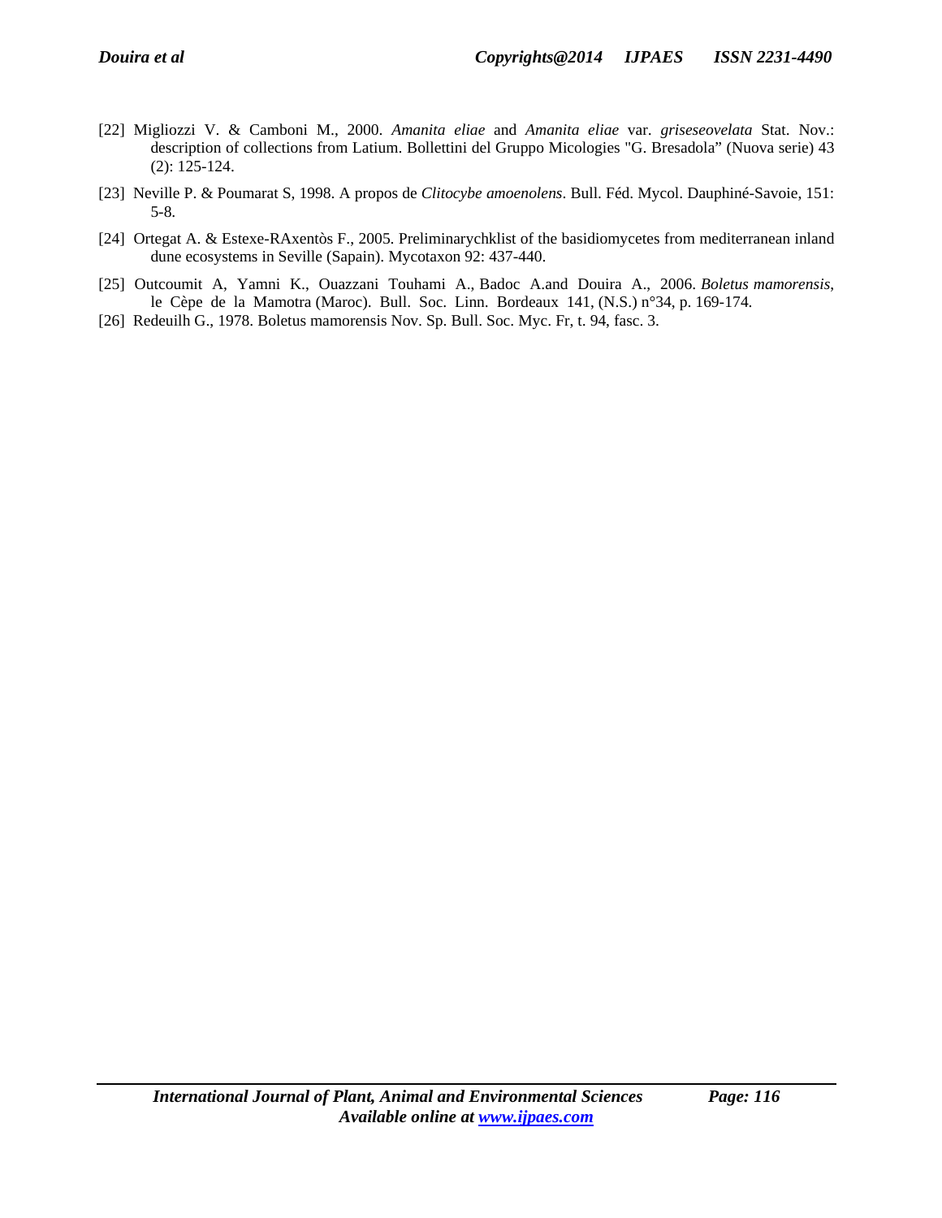[22] Migliozzi V. & Camboni M., 2000. *Amanita eliae* and *Amanita eliae* var. *griseseovelata* Stat. Nov.: description of collections from Latium. Bollettini del Gruppo Micologies "G. Bresadola" (Nuova serie) 43 (2): 125-124.

[23] Neville P. & Poumarat S, 1998. A propos de *Clitocybe amoenolens*. Bull. Féd. Mycol. Dauphiné-Savoie, 151: 5-8.

[24] Ortegat A. & Estexe-RAxentòs F., 2005. Preliminarychklist of the basidiomycetes from mediterranean inland dune ecosystems in Seville (Sapain). Mycotaxon 92: 437-440.

[25] Outcoumit A, Yamni K., Ouazzani Touhami A., Badoc A.and Douira A., 2006. *Boletus mamorensis*, le Cèpe de la Mamotra (Maroc). Bull. Soc. Linn. Bordeaux 141, (N.S.) n°34, p. 169-174.

[26] Redeuilh G., 1978. Boletus mamorensis Nov. Sp. Bull. Soc. Myc. Fr, t. 94, fasc. 3.